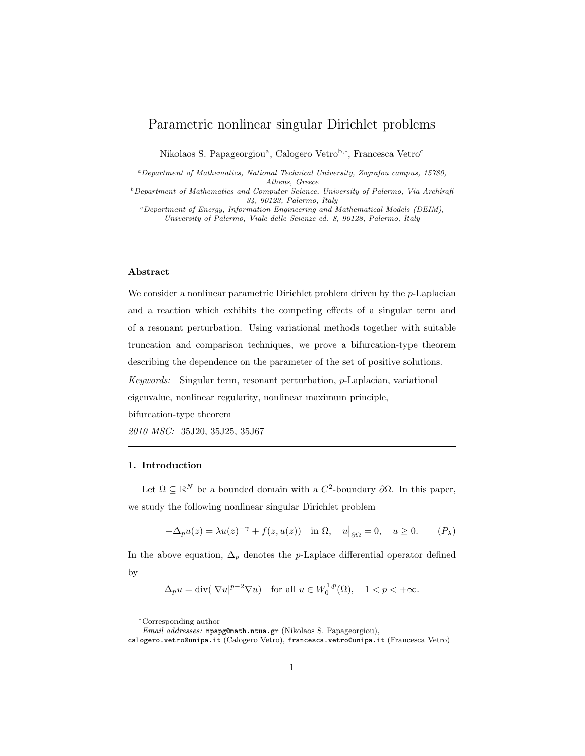# Parametric nonlinear singular Dirichlet problems

Nikolaos S. Papageorgiou[a], Calogero Vetro[b,*], Francesca Vetro[c]

[a] *Department of Mathematics, National Technical University, Zografou campus, 15780, Athens, Greece*

[b] *Department of Mathematics and Computer Science, University of Palermo, Via Archirafi 34, 90123, Palermo, Italy*

[c] *Department of Energy, Information Engineering and Mathematical Models (DEIM), University of Palermo, Viale delle Scienze ed. 8, 90128, Palermo, Italy*

---

### Abstract

We consider a nonlinear parametric Dirichlet problem driven by the $p$-Laplacian and a reaction which exhibits the competing effects of a singular term and of a resonant perturbation. Using variational methods together with suitable truncation and comparison techniques, we prove a bifurcation-type theorem describing the dependence on the parameter of the set of positive solutions.

*Keywords:* Singular term, resonant perturbation, $p$-Laplacian, variational eigenvalue, nonlinear regularity, nonlinear maximum principle, bifurcation-type theorem

*2010 MSC:* 35J20, 35J25, 35J67

---

## 1. Introduction

Let $\Omega \subseteq \mathbb{R}^N$ be a bounded domain with a $C^2$-boundary $\partial\Omega$. In this paper, we study the following nonlinear singular Dirichlet problem

$$-\Delta_p u(z) = \lambda u(z)^{-\gamma} + f(z, u(z)) \quad \text{in } \Omega, \quad u\big|_{\partial\Omega} = 0, \quad u \geq 0. \qquad (P_\lambda)$$

In the above equation, $\Delta_p$ denotes the $p$-Laplace differential operator defined by

$$\Delta_p u = \operatorname{div}(|\nabla u|^{p-2}\nabla u) \quad \text{for all } u \in W_0^{1,p}(\Omega), \quad 1 < p < +\infty.$$

---

*Corresponding author

*Email addresses:* npapg@math.ntua.gr (Nikolaos S. Papageorgiou), calogero.vetro@unipa.it (Calogero Vetro), francesca.vetro@unipa.it (Francesca Vetro)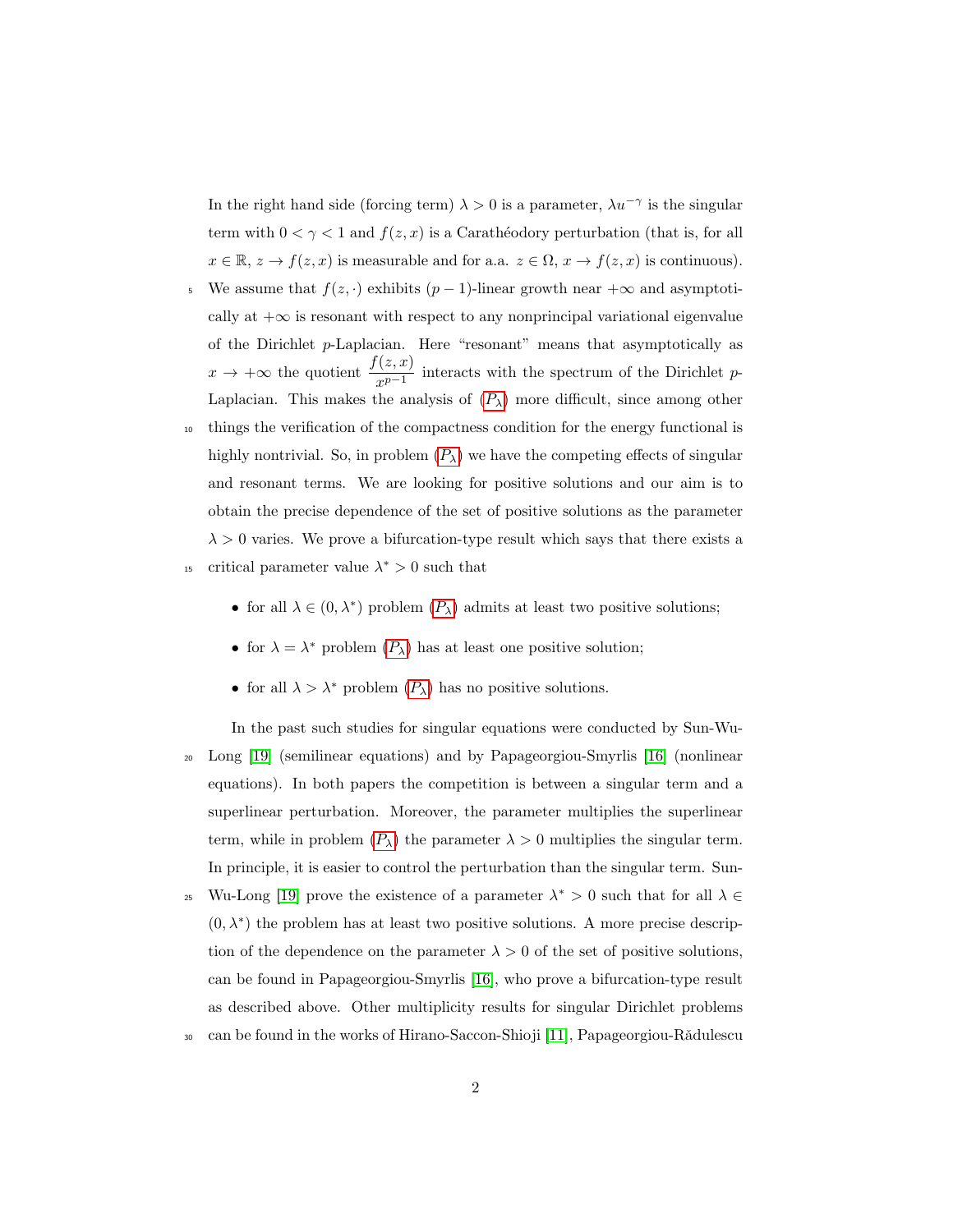In the right hand side (forcing term) $\lambda > 0$ is a parameter, $\lambda u^{-\gamma}$ is the singular term with $0 < \gamma < 1$ and $f(z,x)$ is a Carathéodory perturbation (that is, for all $x \in \mathbb{R}$, $z \to f(z,x)$ is measurable and for a.a. $z \in \Omega$, $x \to f(z,x)$ is continuous). We assume that $f(z,\cdot)$ exhibits $(p-1)$-linear growth near $+\infty$ and asymptotically at $+\infty$ is resonant with respect to any nonprincipal variational eigenvalue of the Dirichlet $p$-Laplacian. Here "resonant" means that asymptotically as $x \to +\infty$ the quotient $\dfrac{f(z,x)}{x^{p-1}}$ interacts with the spectrum of the Dirichlet $p$-Laplacian. This makes the analysis of ($P_\lambda$) more difficult, since among other things the verification of the compactness condition for the energy functional is highly nontrivial. So, in problem ($P_\lambda$) we have the competing effects of singular and resonant terms. We are looking for positive solutions and our aim is to obtain the precise dependence of the set of positive solutions as the parameter $\lambda > 0$ varies. We prove a bifurcation-type result which says that there exists a critical parameter value $\lambda^* > 0$ such that

- for all $\lambda \in (0, \lambda^*)$ problem ($P_\lambda$) admits at least two positive solutions;
- for $\lambda = \lambda^*$ problem ($P_\lambda$) has at least one positive solution;
- for all $\lambda > \lambda^*$ problem ($P_\lambda$) has no positive solutions.

In the past such studies for singular equations were conducted by Sun-Wu-Long [19] (semilinear equations) and by Papageorgiou-Smyrlis [16] (nonlinear equations). In both papers the competition is between a singular term and a superlinear perturbation. Moreover, the parameter multiplies the superlinear term, while in problem ($P_\lambda$) the parameter $\lambda > 0$ multiplies the singular term. In principle, it is easier to control the perturbation than the singular term. Sun-Wu-Long [19] prove the existence of a parameter $\lambda^* > 0$ such that for all $\lambda \in (0, \lambda^*)$ the problem has at least two positive solutions. A more precise description of the dependence on the parameter $\lambda > 0$ of the set of positive solutions, can be found in Papageorgiou-Smyrlis [16], who prove a bifurcation-type result as described above. Other multiplicity results for singular Dirichlet problems can be found in the works of Hirano-Saccon-Shioji [11], Papageorgiou-Rădulescu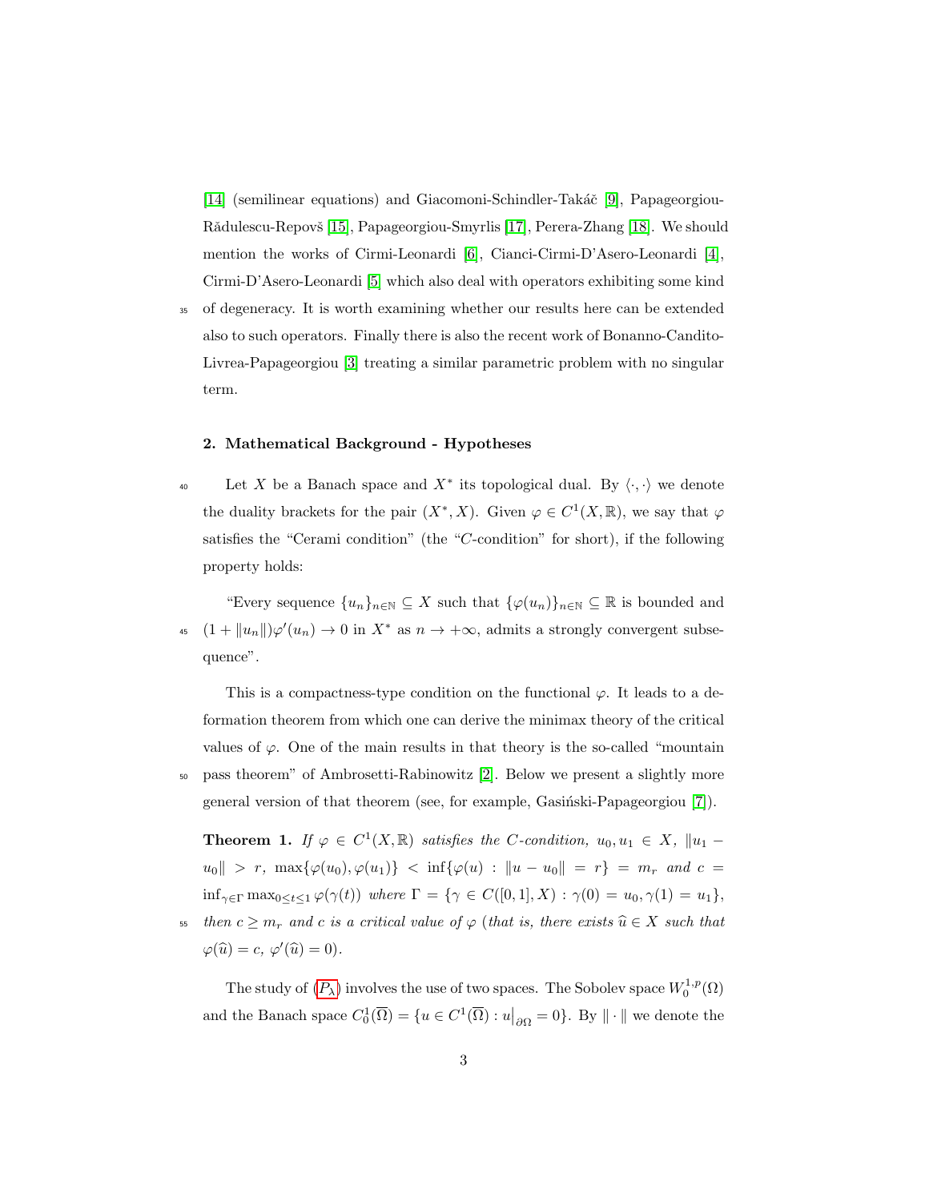[14] (semilinear equations) and Giacomoni-Schindler-Takáč [9], Papageorgiou-Rădulescu-Repovš [15], Papageorgiou-Smyrlis [17], Perera-Zhang [18]. We should mention the works of Cirmi-Leonardi [6], Cianci-Cirmi-D'Asero-Leonardi [4], Cirmi-D'Asero-Leonardi [5] which also deal with operators exhibiting some kind of degeneracy. It is worth examining whether our results here can be extended also to such operators. Finally there is also the recent work of Bonanno-Candito-Livrea-Papageorgiou [3] treating a similar parametric problem with no singular term.

## 2. Mathematical Background - Hypotheses

Let $X$ be a Banach space and $X^*$ its topological dual. By $\langle \cdot, \cdot \rangle$ we denote the duality brackets for the pair $(X^*, X)$. Given $\varphi \in C^1(X, \mathbb{R})$, we say that $\varphi$ satisfies the "Cerami condition" (the "$C$-condition" for short), if the following property holds:

"Every sequence $\{u_n\}_{n\in\mathbb{N}} \subseteq X$ such that $\{\varphi(u_n)\}_{n\in\mathbb{N}} \subseteq \mathbb{R}$ is bounded and $(1 + \|u_n\|)\varphi'(u_n) \to 0$ in $X^*$ as $n \to +\infty$, admits a strongly convergent subsequence".

This is a compactness-type condition on the functional $\varphi$. It leads to a deformation theorem from which one can derive the minimax theory of the critical values of $\varphi$. One of the main results in that theory is the so-called "mountain pass theorem" of Ambrosetti-Rabinowitz [2]. Below we present a slightly more general version of that theorem (see, for example, Gasiński-Papageorgiou [7]).

**Theorem 1.** *If $\varphi \in C^1(X, \mathbb{R})$ satisfies the $C$-condition, $u_0, u_1 \in X$, $\|u_1 - u_0\| > r$, $\max\{\varphi(u_0), \varphi(u_1)\} < \inf\{\varphi(u) : \|u - u_0\| = r\} = m_r$ and $c = \inf_{\gamma\in\Gamma} \max_{0\leq t\leq 1} \varphi(\gamma(t))$ where $\Gamma = \{\gamma \in C([0, 1], X) : \gamma(0) = u_0, \gamma(1) = u_1\}$, then $c \geq m_r$ and $c$ is a critical value of $\varphi$ (that is, there exists $\widehat{u} \in X$ such that $\varphi(\widehat{u}) = c$, $\varphi'(\widehat{u}) = 0$).*

The study of ($P_\lambda$) involves the use of two spaces. The Sobolev space $W_0^{1,p}(\Omega)$ and the Banach space $C_0^1(\overline{\Omega}) = \{u \in C^1(\overline{\Omega}) : u\big|_{\partial\Omega} = 0\}$. By $\|\cdot\|$ we denote the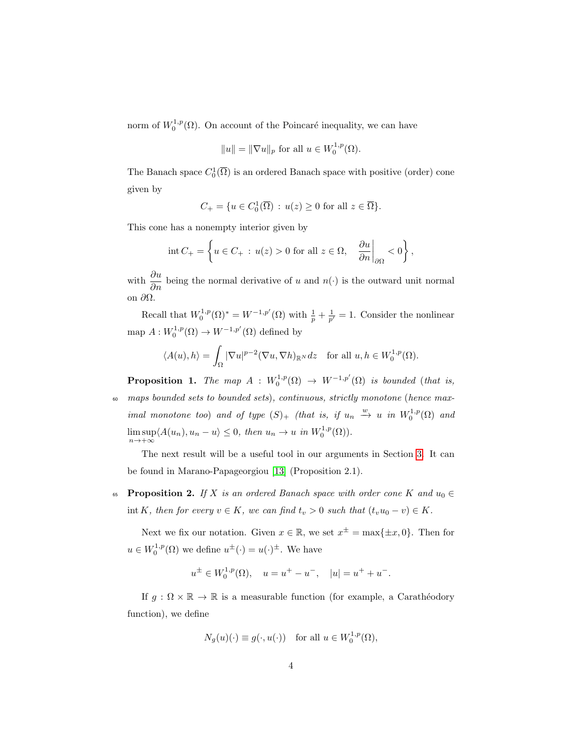norm of $W_0^{1,p}(\Omega)$. On account of the Poincaré inequality, we can have

$$\|u\| = \|\nabla u\|_p \text{ for all } u \in W_0^{1,p}(\Omega).$$

The Banach space $C_0^1(\overline{\Omega})$ is an ordered Banach space with positive (order) cone given by

$$C_+ = \{u \in C_0^1(\overline{\Omega}) : u(z) \geq 0 \text{ for all } z \in \overline{\Omega}\}.$$

This cone has a nonempty interior given by

$$\operatorname{int} C_+ = \left\{ u \in C_+ : u(z) > 0 \text{ for all } z \in \Omega, \quad \left.\frac{\partial u}{\partial n}\right|_{\partial\Omega} < 0 \right\},$$

with $\frac{\partial u}{\partial n}$ being the normal derivative of $u$ and $n(\cdot)$ is the outward unit normal on $\partial\Omega$.

Recall that $W_0^{1,p}(\Omega)^* = W^{-1,p'}(\Omega)$ with $\frac{1}{p} + \frac{1}{p'} = 1$. Consider the nonlinear map $A : W_0^{1,p}(\Omega) \to W^{-1,p'}(\Omega)$ defined by

$$\langle A(u), h\rangle = \int_\Omega |\nabla u|^{p-2}(\nabla u, \nabla h)_{\mathbb{R}^N} dz \quad \text{for all } u, h \in W_0^{1,p}(\Omega).$$

**Proposition 1.** *The map $A : W_0^{1,p}(\Omega) \to W^{-1,p'}(\Omega)$ is bounded (that is, maps bounded sets to bounded sets), continuous, strictly monotone (hence maximal monotone too) and of type $(S)_+$ (that is, if $u_n \xrightarrow{w} u$ in $W_0^{1,p}(\Omega)$ and $\limsup_{n\to+\infty}\langle A(u_n), u_n - u\rangle \leq 0$, then $u_n \to u$ in $W_0^{1,p}(\Omega)$).*

The next result will be a useful tool in our arguments in Section 3. It can be found in Marano-Papageorgiou [13] (Proposition 2.1).

**Proposition 2.** *If $X$ is an ordered Banach space with order cone $K$ and $u_0 \in \operatorname{int} K$, then for every $v \in K$, we can find $t_v > 0$ such that $(t_v u_0 - v) \in K$.*

Next we fix our notation. Given $x \in \mathbb{R}$, we set $x^\pm = \max\{\pm x, 0\}$. Then for $u \in W_0^{1,p}(\Omega)$ we define $u^\pm(\cdot) = u(\cdot)^\pm$. We have

$$u^\pm \in W_0^{1,p}(\Omega), \quad u = u^+ - u^-, \quad |u| = u^+ + u^-.$$

If $g : \Omega \times \mathbb{R} \to \mathbb{R}$ is a measurable function (for example, a Carathéodory function), we define

$$N_g(u)(\cdot) \equiv g(\cdot, u(\cdot)) \quad \text{for all } u \in W_0^{1,p}(\Omega),$$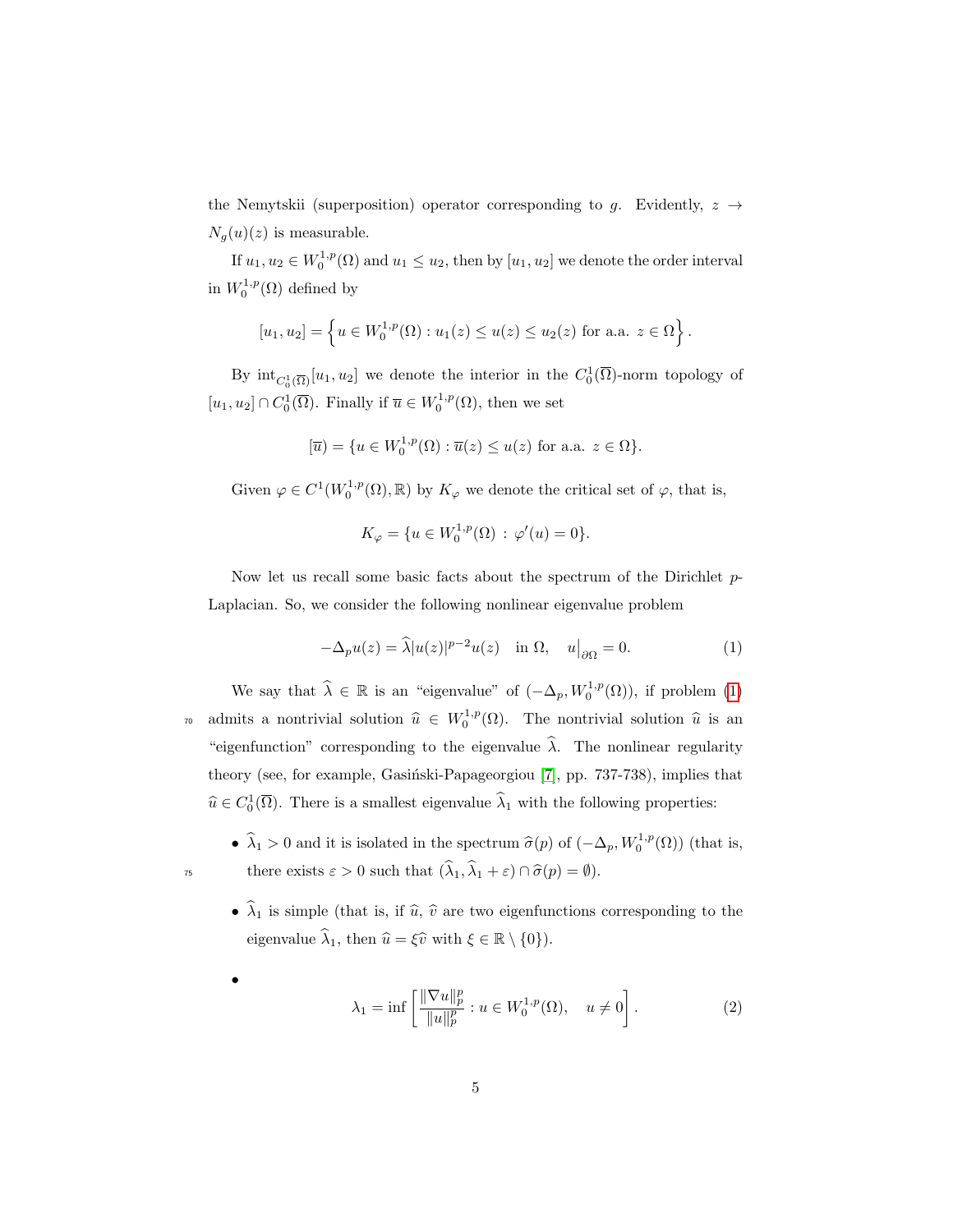the Nemytskii (superposition) operator corresponding to $g$. Evidently, $z \to N_g(u)(z)$ is measurable.

If $u_1, u_2 \in W_0^{1,p}(\Omega)$ and $u_1 \leq u_2$, then by $[u_1, u_2]$ we denote the order interval in $W_0^{1,p}(\Omega)$ defined by

$$[u_1, u_2] = \left\{ u \in W_0^{1,p}(\Omega) : u_1(z) \leq u(z) \leq u_2(z) \text{ for a.a. } z \in \Omega \right\}.$$

By $\mathrm{int}_{C_0^1(\overline{\Omega})}[u_1, u_2]$ we denote the interior in the $C_0^1(\overline{\Omega})$-norm topology of $[u_1, u_2] \cap C_0^1(\overline{\Omega})$. Finally if $\overline{u} \in W_0^{1,p}(\Omega)$, then we set

$$[\overline{u}) = \{u \in W_0^{1,p}(\Omega) : \overline{u}(z) \leq u(z) \text{ for a.a. } z \in \Omega\}.$$

Given $\varphi \in C^1(W_0^{1,p}(\Omega), \mathbb{R})$ by $K_\varphi$ we denote the critical set of $\varphi$, that is,

$$K_\varphi = \{u \in W_0^{1,p}(\Omega) : \varphi'(u) = 0\}.$$

Now let us recall some basic facts about the spectrum of the Dirichlet $p$-Laplacian. So, we consider the following nonlinear eigenvalue problem

$$-\Delta_p u(z) = \widehat{\lambda}|u(z)|^{p-2}u(z) \quad \text{in } \Omega, \quad u\big|_{\partial\Omega} = 0. \tag{1}$$

We say that $\widehat{\lambda} \in \mathbb{R}$ is an "eigenvalue" of $(-\Delta_p, W_0^{1,p}(\Omega))$, if problem (1) admits a nontrivial solution $\widehat{u} \in W_0^{1,p}(\Omega)$. The nontrivial solution $\widehat{u}$ is an "eigenfunction" corresponding to the eigenvalue $\widehat{\lambda}$. The nonlinear regularity theory (see, for example, Gasiński-Papageorgiou [7], pp. 737-738), implies that $\widehat{u} \in C_0^1(\overline{\Omega})$. There is a smallest eigenvalue $\widehat{\lambda}_1$ with the following properties:

- $\widehat{\lambda}_1 > 0$ and it is isolated in the spectrum $\widehat{\sigma}(p)$ of $(-\Delta_p, W_0^{1,p}(\Omega))$ (that is, there exists $\varepsilon > 0$ such that $(\widehat{\lambda}_1, \widehat{\lambda}_1 + \varepsilon) \cap \widehat{\sigma}(p) = \emptyset$).
- $\widehat{\lambda}_1$ is simple (that is, if $\widehat{u}$, $\widehat{v}$ are two eigenfunctions corresponding to the eigenvalue $\widehat{\lambda}_1$, then $\widehat{u} = \xi\widehat{v}$ with $\xi \in \mathbb{R} \setminus \{0\}$).
- $$\lambda_1 = \inf \left[ \frac{\|\nabla u\|_p^p}{\|u\|_p^p} : u \in W_0^{1,p}(\Omega), \quad u \neq 0 \right]. \tag{2}$$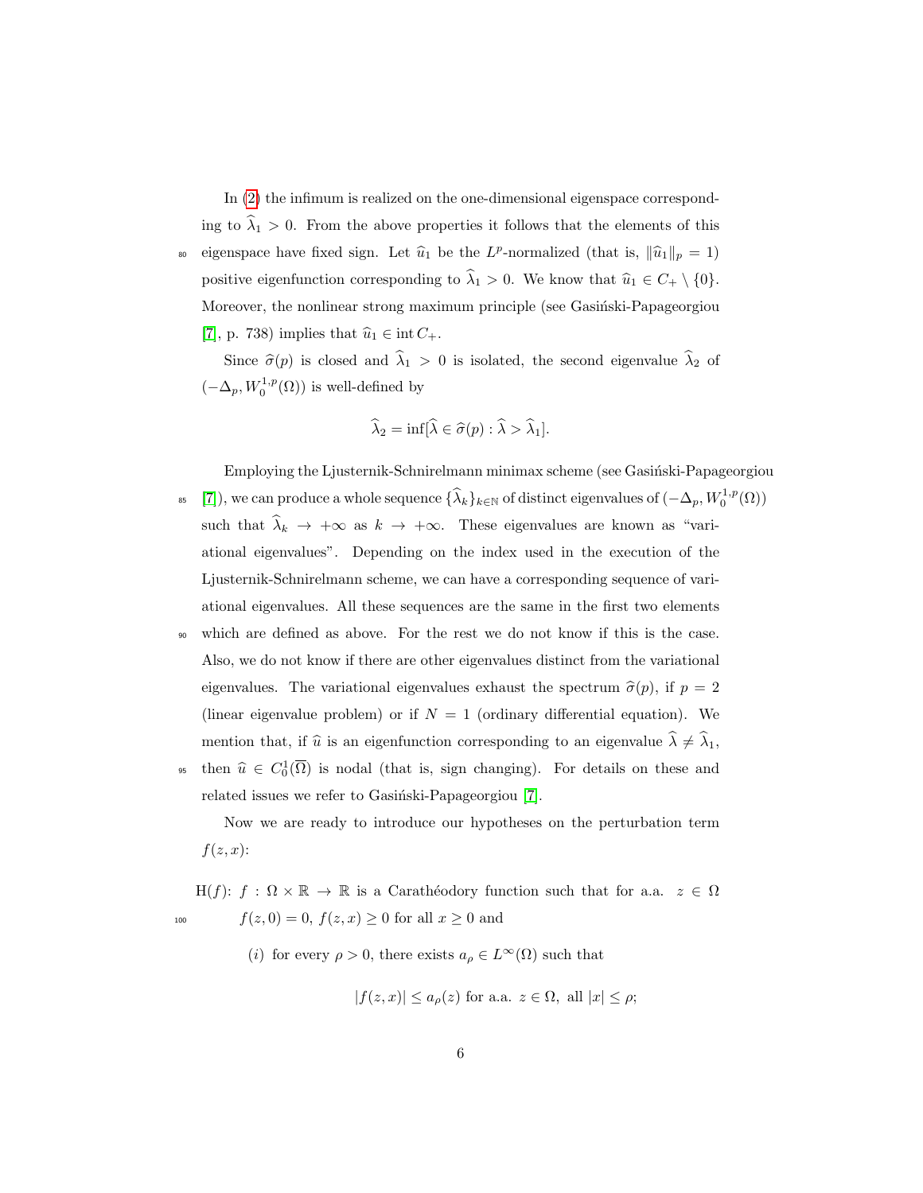In (2) the infimum is realized on the one-dimensional eigenspace corresponding to $\widehat{\lambda}_1 > 0$. From the above properties it follows that the elements of this eigenspace have fixed sign. Let $\widehat{u}_1$ be the $L^p$-normalized (that is, $\|\widehat{u}_1\|_p = 1$) positive eigenfunction corresponding to $\widehat{\lambda}_1 > 0$. We know that $\widehat{u}_1 \in C_+ \setminus \{0\}$. Moreover, the nonlinear strong maximum principle (see Gasiński-Papageorgiou [7], p. 738) implies that $\widehat{u}_1 \in \operatorname{int} C_+$.

Since $\widehat{\sigma}(p)$ is closed and $\widehat{\lambda}_1 > 0$ is isolated, the second eigenvalue $\widehat{\lambda}_2$ of $(-\Delta_p, W_0^{1,p}(\Omega))$ is well-defined by

$$\widehat{\lambda}_2 = \inf[\widehat{\lambda} \in \widehat{\sigma}(p) : \widehat{\lambda} > \widehat{\lambda}_1].$$

Employing the Ljusternik-Schnirelmann minimax scheme (see Gasiński-Papageorgiou [7]), we can produce a whole sequence $\{\widehat{\lambda}_k\}_{k\in\mathbb{N}}$ of distinct eigenvalues of $(-\Delta_p, W_0^{1,p}(\Omega))$ such that $\widehat{\lambda}_k \to +\infty$ as $k \to +\infty$. These eigenvalues are known as "variational eigenvalues". Depending on the index used in the execution of the Ljusternik-Schnirelmann scheme, we can have a corresponding sequence of variational eigenvalues. All these sequences are the same in the first two elements which are defined as above. For the rest we do not know if this is the case. Also, we do not know if there are other eigenvalues distinct from the variational eigenvalues. The variational eigenvalues exhaust the spectrum $\widehat{\sigma}(p)$, if $p = 2$ (linear eigenvalue problem) or if $N = 1$ (ordinary differential equation). We mention that, if $\widehat{u}$ is an eigenfunction corresponding to an eigenvalue $\widehat{\lambda} \neq \widehat{\lambda}_1$, then $\widehat{u} \in C_0^1(\overline{\Omega})$ is nodal (that is, sign changing). For details on these and related issues we refer to Gasiński-Papageorgiou [7].

Now we are ready to introduce our hypotheses on the perturbation term $f(z, x)$:

H($f$): $f : \Omega \times \mathbb{R} \to \mathbb{R}$ is a Carathéodory function such that for a.a. $z \in \Omega$ $f(z, 0) = 0$, $f(z, x) \geq 0$ for all $x \geq 0$ and

($i$) for every $\rho > 0$, there exists $a_\rho \in L^\infty(\Omega)$ such that

$$|f(z, x)| \leq a_\rho(z) \text{ for a.a. } z \in \Omega, \text{ all } |x| \leq \rho;$$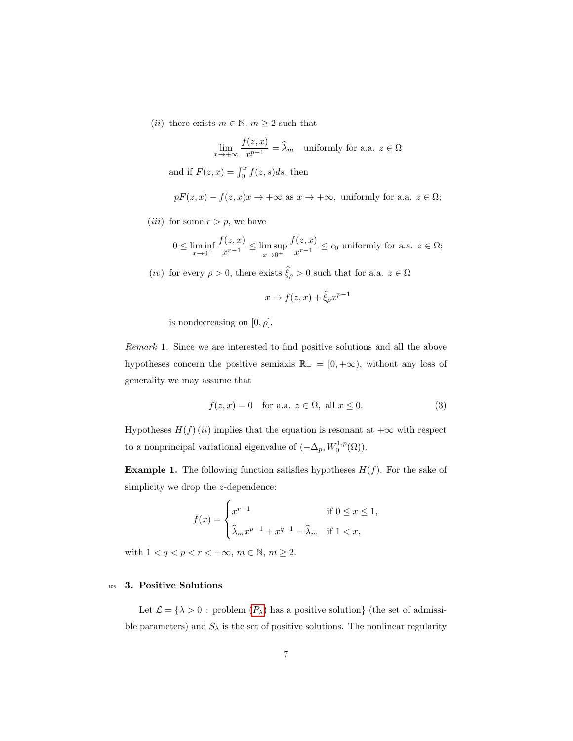$(ii)$ there exists $m \in \mathbb{N}$, $m \geq 2$ such that

$$\lim_{x \to +\infty} \frac{f(z,x)}{x^{p-1}} = \widehat{\lambda}_m \quad \text{uniformly for a.a. } z \in \Omega$$

and if $F(z,x) = \int_0^x f(z,s)ds$, then

$$pF(z,x) - f(z,x)x \to +\infty \text{ as } x \to +\infty, \text{ uniformly for a.a. } z \in \Omega;$$

$(iii)$ for some $r > p$, we have

$$0 \leq \liminf_{x \to 0^+} \frac{f(z,x)}{x^{r-1}} \leq \limsup_{x \to 0^+} \frac{f(z,x)}{x^{r-1}} \leq c_0 \text{ uniformly for a.a. } z \in \Omega;$$

$(iv)$ for every $\rho > 0$, there exists $\widehat{\xi}_\rho > 0$ such that for a.a. $z \in \Omega$

$$x \to f(z,x) + \widehat{\xi}_\rho x^{p-1}$$

is nondecreasing on $[0, \rho]$.

*Remark* 1. Since we are interested to find positive solutions and all the above hypotheses concern the positive semiaxis $\mathbb{R}_+ = [0, +\infty)$, without any loss of generality we may assume that

$$f(z,x) = 0 \quad \text{for a.a. } z \in \Omega, \text{ all } x \leq 0. \tag{3}$$

Hypotheses $H(f)\,(ii)$ implies that the equation is resonant at $+\infty$ with respect to a nonprincipal variational eigenvalue of $(-\Delta_p, W_0^{1,p}(\Omega))$.

**Example 1.** The following function satisfies hypotheses $H(f)$. For the sake of simplicity we drop the $z$-dependence:

$$f(x) = \begin{cases} x^{r-1} & \text{if } 0 \leq x \leq 1, \\ \widehat{\lambda}_m x^{p-1} + x^{q-1} - \widehat{\lambda}_m & \text{if } 1 < x, \end{cases}$$

with $1 < q < p < r < +\infty$, $m \in \mathbb{N}$, $m \geq 2$.

## 3. Positive Solutions

Let $\mathcal{L} = \{\lambda > 0 : \text{problem } (P_\lambda) \text{ has a positive solution}\}$ (the set of admissible parameters) and $S_\lambda$ is the set of positive solutions. The nonlinear regularity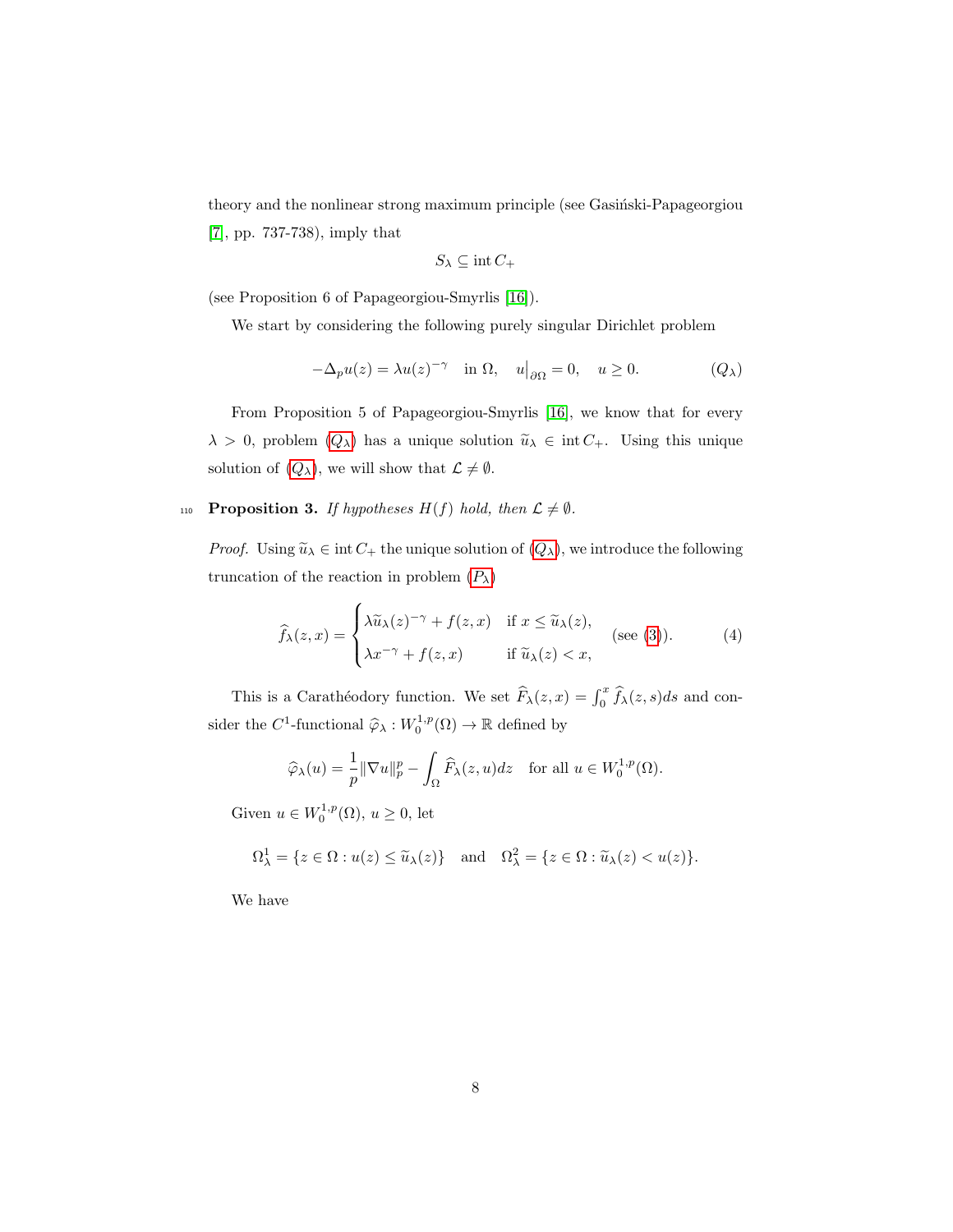theory and the nonlinear strong maximum principle (see Gasiński-Papageorgiou [7], pp. 737-738), imply that

$$S_\lambda \subseteq \operatorname{int} C_+$$

(see Proposition 6 of Papageorgiou-Smyrlis [16]).

We start by considering the following purely singular Dirichlet problem

$$-\Delta_p u(z) = \lambda u(z)^{-\gamma} \quad \text{in } \Omega, \quad u\big|_{\partial\Omega} = 0, \quad u \geq 0. \qquad (Q_\lambda)$$

From Proposition 5 of Papageorgiou-Smyrlis [16], we know that for every $\lambda > 0$, problem ($Q_\lambda$) has a unique solution $\widetilde{u}_\lambda \in \operatorname{int} C_+$. Using this unique solution of ($Q_\lambda$), we will show that $\mathcal{L} \neq \emptyset$.

**Proposition 3.** *If hypotheses $H(f)$ hold, then $\mathcal{L} \neq \emptyset$.*

*Proof.* Using $\widetilde{u}_\lambda \in \operatorname{int} C_+$ the unique solution of ($Q_\lambda$), we introduce the following truncation of the reaction in problem ($P_\lambda$)

$$\widehat{f}_\lambda(z,x) = \begin{cases} \lambda \widetilde{u}_\lambda(z)^{-\gamma} + f(z,x) & \text{if } x \leq \widetilde{u}_\lambda(z), \\ \lambda x^{-\gamma} + f(z,x) & \text{if } \widetilde{u}_\lambda(z) < x, \end{cases} \quad \text{(see (3))}. \qquad (4)$$

This is a Carathéodory function. We set $\widehat{F}_\lambda(z,x) = \int_0^x \widehat{f}_\lambda(z,s)ds$ and consider the $C^1$-functional $\widehat{\varphi}_\lambda : W_0^{1,p}(\Omega) \to \mathbb{R}$ defined by

$$\widehat{\varphi}_\lambda(u) = \frac{1}{p}\|\nabla u\|_p^p - \int_\Omega \widehat{F}_\lambda(z,u)dz \quad \text{for all } u \in W_0^{1,p}(\Omega).$$

Given $u \in W_0^{1,p}(\Omega)$, $u \geq 0$, let

$$\Omega_\lambda^1 = \{z \in \Omega : u(z) \leq \widetilde{u}_\lambda(z)\} \quad \text{and} \quad \Omega_\lambda^2 = \{z \in \Omega : \widetilde{u}_\lambda(z) < u(z)\}.$$

We have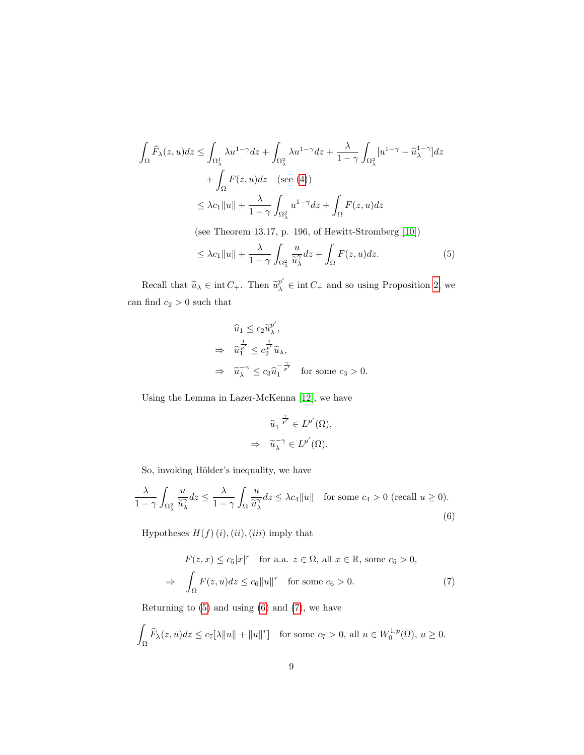$$
\begin{aligned}
\int_\Omega \widehat{F}_\lambda(z,u)dz &\le \int_{\Omega_\lambda^1} \lambda u^{1-\gamma}dz + \int_{\Omega_\lambda^2} \lambda u^{1-\gamma}dz + \frac{\lambda}{1-\gamma}\int_{\Omega_\lambda^2}[u^{1-\gamma} - \widetilde{u}_\lambda^{1-\gamma}]dz \\
&\quad + \int_\Omega F(z,u)dz \quad \text{(see (4))} \\
&\le \lambda c_1 \|u\| + \frac{\lambda}{1-\gamma}\int_{\Omega_\lambda^2} u^{1-\gamma}dz + \int_\Omega F(z,u)dz \\
&\quad \text{(see Theorem 13.17, p. 196, of Hewitt-Stromberg [10])} \\
&\le \lambda c_1\|u\| + \frac{\lambda}{1-\gamma}\int_{\Omega_\lambda^2} \frac{u}{\widetilde{u}_\lambda^\gamma}dz + \int_\Omega F(z,u)dz. \qquad (5)
\end{aligned}
$$

Recall that $\widetilde{u}_\lambda \in \operatorname{int} C_+$. Then $\widetilde{u}_\lambda^{p'} \in \operatorname{int} C_+$ and so using Proposition 2, we can find $c_2 > 0$ such that

$$
\begin{aligned}
& \widehat{u}_1 \le c_2 \widetilde{u}_\lambda^{p'}, \\
\Rightarrow \quad & \widehat{u}_1^{\frac{1}{p'}} \le c_2^{\frac{1}{p'}} \widetilde{u}_\lambda, \\
\Rightarrow \quad & \widetilde{u}_\lambda^{-\gamma} \le c_3 \widehat{u}_1^{-\frac{\gamma}{p'}} \quad \text{for some } c_3 > 0.
\end{aligned}
$$

Using the Lemma in Lazer-McKenna [12], we have

$$
\begin{aligned}
& \widehat{u}_1^{-\frac{\gamma}{p'}} \in L^{p'}(\Omega), \\
\Rightarrow \quad & \widetilde{u}_\lambda^{-\gamma} \in L^{p'}(\Omega).
\end{aligned}
$$

So, invoking Hölder's inequality, we have

$$
\frac{\lambda}{1-\gamma}\int_{\Omega_\lambda^2}\frac{u}{\widetilde{u}_\lambda^\gamma}dz \le \frac{\lambda}{1-\gamma}\int_\Omega \frac{u}{\widetilde{u}_\lambda^\gamma}dz \le \lambda c_4\|u\| \quad \text{for some } c_4 > 0 \text{ (recall } u \ge 0). \qquad (6)
$$

Hypotheses $H(f)\,(i), (ii), (iii)$ imply that

$$
\begin{aligned}
& F(z,x) \le c_5|x|^r \quad \text{for a.a. } z \in \Omega, \text{ all } x \in \mathbb{R}, \text{ some } c_5 > 0, \\
\Rightarrow \quad & \int_\Omega F(z,u)dz \le c_6\|u\|^r \quad \text{for some } c_6 > 0. \qquad (7)
\end{aligned}
$$

Returning to (5) and using (6) and (7), we have

$$
\int_\Omega \widehat{F}_\lambda(z,u)dz \le c_7[\lambda\|u\| + \|u\|^r] \quad \text{for some } c_7 > 0, \text{ all } u \in W_0^{1,p}(\Omega),\ u \ge 0.
$$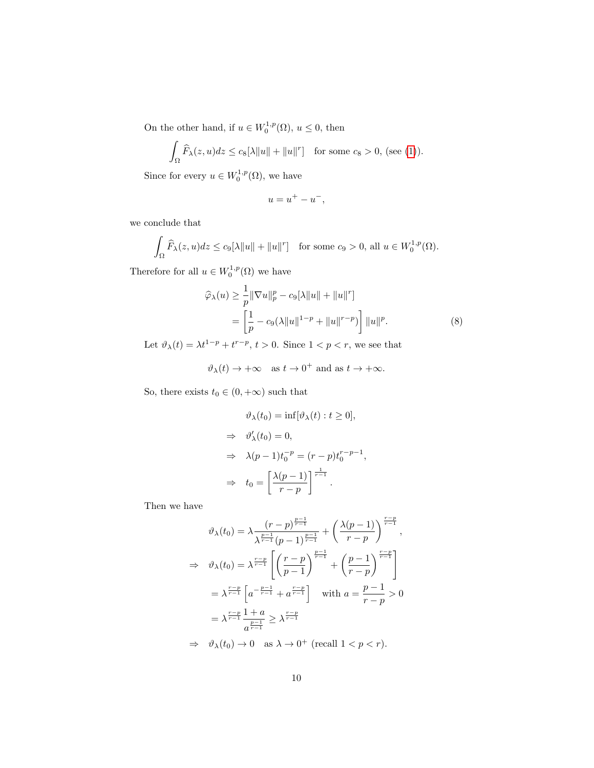On the other hand, if $u \in W_0^{1,p}(\Omega)$, $u \leq 0$, then

$$\int_\Omega \widehat{F}_\lambda(z,u)dz \leq c_8[\lambda\|u\| + \|u\|^r] \quad \text{for some } c_8 > 0, \text{ (see (1))}.$$

Since for every $u \in W_0^{1,p}(\Omega)$, we have

$$u = u^+ - u^-,$$

we conclude that

$$\int_\Omega \widehat{F}_\lambda(z,u)dz \leq c_9[\lambda\|u\| + \|u\|^r] \quad \text{for some } c_9 > 0, \text{ all } u \in W_0^{1,p}(\Omega).$$

Therefore for all $u \in W_0^{1,p}(\Omega)$ we have

$$\begin{aligned}
\widehat{\varphi}_\lambda(u) &\geq \frac{1}{p}\|\nabla u\|_p^p - c_9[\lambda\|u\| + \|u\|^r] \\
&= \left[\frac{1}{p} - c_9(\lambda\|u\|^{1-p} + \|u\|^{r-p})\right]\|u\|^p.
\end{aligned} \tag{8}$$

Let $\vartheta_\lambda(t) = \lambda t^{1-p} + t^{r-p}$, $t > 0$. Since $1 < p < r$, we see that

$$\vartheta_\lambda(t) \to +\infty \quad \text{as } t \to 0^+ \text{ and as } t \to +\infty.$$

So, there exists $t_0 \in (0, +\infty)$ such that

$$\begin{aligned}
&\vartheta_\lambda(t_0) = \inf[\vartheta_\lambda(t) : t \geq 0], \\
\Rightarrow \quad &\vartheta'_\lambda(t_0) = 0, \\
\Rightarrow \quad &\lambda(p-1)t_0^{-p} = (r-p)t_0^{r-p-1}, \\
\Rightarrow \quad &t_0 = \left[\frac{\lambda(p-1)}{r-p}\right]^{\frac{1}{r-1}}.
\end{aligned}$$

Then we have

$$\begin{aligned}
&\vartheta_\lambda(t_0) = \lambda\frac{(r-p)^{\frac{p-1}{r-1}}}{\lambda^{\frac{p-1}{r-1}}(p-1)^{\frac{p-1}{r-1}}} + \left(\frac{\lambda(p-1)}{r-p}\right)^{\frac{r-p}{r-1}}, \\
\Rightarrow \quad &\vartheta_\lambda(t_0) = \lambda^{\frac{r-p}{r-1}}\left[\left(\frac{r-p}{p-1}\right)^{\frac{p-1}{r-1}} + \left(\frac{p-1}{r-p}\right)^{\frac{r-p}{r-1}}\right] \\
&= \lambda^{\frac{r-p}{r-1}}\left[a^{-\frac{p-1}{r-1}} + a^{\frac{r-p}{r-1}}\right] \quad \text{with } a = \frac{p-1}{r-p} > 0 \\
&= \lambda^{\frac{r-p}{r-1}}\frac{1+a}{a^{\frac{p-1}{r-1}}} \geq \lambda^{\frac{r-p}{r-1}} \\
\Rightarrow \quad &\vartheta_\lambda(t_0) \to 0 \quad \text{as } \lambda \to 0^+ \text{ (recall } 1 < p < r).
\end{aligned}$$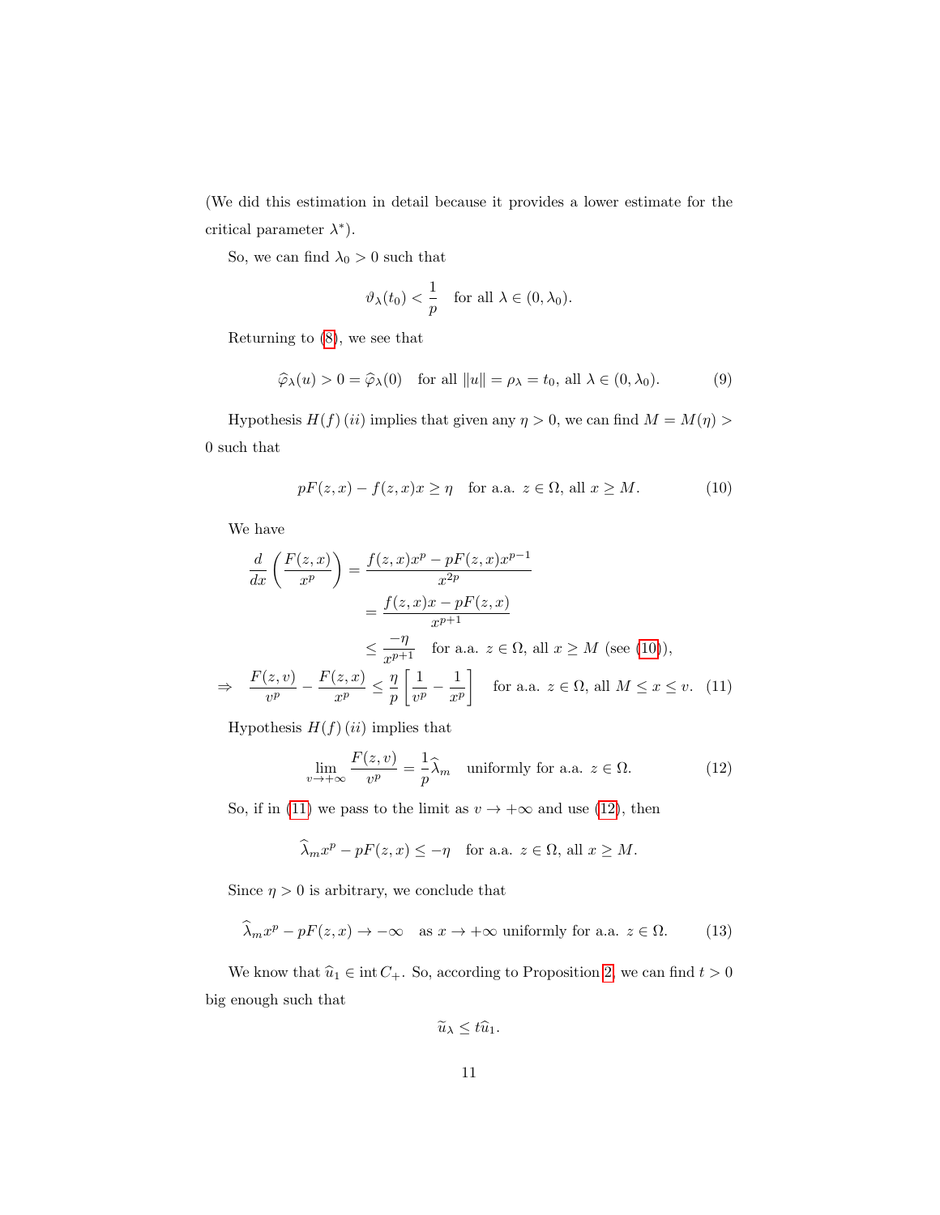(We did this estimation in detail because it provides a lower estimate for the critical parameter $\lambda^*$).

So, we can find $\lambda_0 > 0$ such that

$$\vartheta_\lambda(t_0) < \frac{1}{p} \quad \text{for all } \lambda \in (0, \lambda_0).$$

Returning to (8), we see that

$$\widehat{\varphi}_\lambda(u) > 0 = \widehat{\varphi}_\lambda(0) \quad \text{for all } \|u\| = \rho_\lambda = t_0, \text{ all } \lambda \in (0, \lambda_0). \tag{9}$$

Hypothesis $H(f)\,(ii)$ implies that given any $\eta > 0$, we can find $M = M(\eta) > 0$ such that

$$pF(z,x) - f(z,x)x \geq \eta \quad \text{for a.a. } z \in \Omega, \text{ all } x \geq M. \tag{10}$$

We have

$$\begin{aligned}
\frac{d}{dx}\left(\frac{F(z,x)}{x^p}\right) &= \frac{f(z,x)x^p - pF(z,x)x^{p-1}}{x^{2p}} \\
&= \frac{f(z,x)x - pF(z,x)}{x^{p+1}} \\
&\leq \frac{-\eta}{x^{p+1}} \quad \text{for a.a. } z \in \Omega, \text{ all } x \geq M \text{ (see (10))}, \\
\Rightarrow \quad \frac{F(z,v)}{v^p} - \frac{F(z,x)}{x^p} &\leq \frac{\eta}{p}\left[\frac{1}{v^p} - \frac{1}{x^p}\right] \quad \text{for a.a. } z \in \Omega, \text{ all } M \leq x \leq v. \quad (11)
\end{aligned}$$

Hypothesis $H(f)\,(ii)$ implies that

$$\lim_{v \to +\infty} \frac{F(z,v)}{v^p} = \frac{1}{p}\widehat{\lambda}_m \quad \text{uniformly for a.a. } z \in \Omega. \tag{12}$$

So, if in (11) we pass to the limit as $v \to +\infty$ and use (12), then

$$\widehat{\lambda}_m x^p - pF(z,x) \leq -\eta \quad \text{for a.a. } z \in \Omega, \text{ all } x \geq M.$$

Since $\eta > 0$ is arbitrary, we conclude that

$$\widehat{\lambda}_m x^p - pF(z,x) \to -\infty \quad \text{as } x \to +\infty \text{ uniformly for a.a. } z \in \Omega. \tag{13}$$

We know that $\widehat{u}_1 \in \operatorname{int} C_+$. So, according to Proposition 2, we can find $t > 0$ big enough such that

$$\widetilde{u}_\lambda \leq t\widehat{u}_1.$$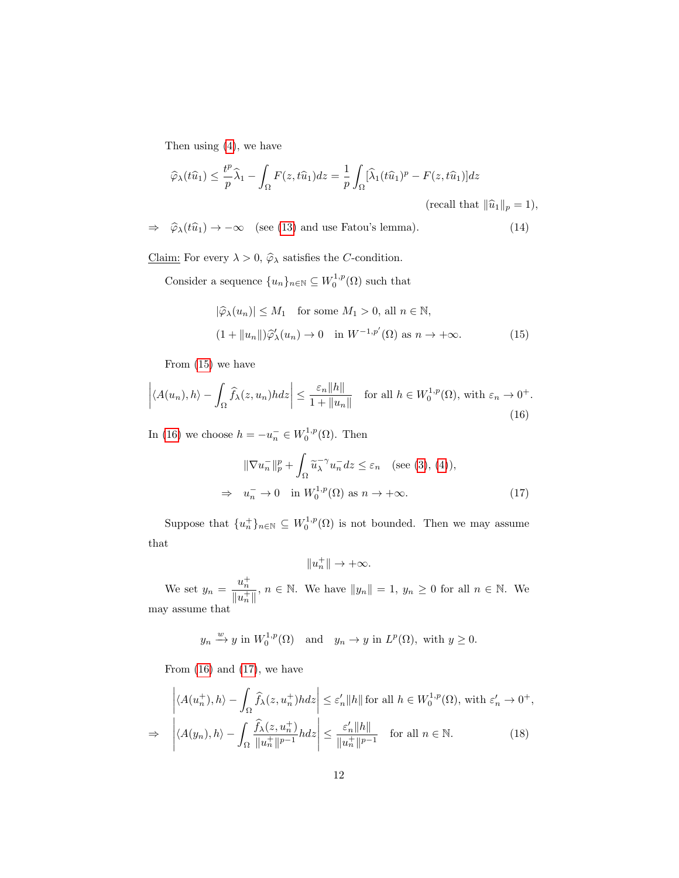Then using (4), we have

$$\widehat{\varphi}_\lambda(t\widehat{u}_1) \leq \frac{t^p}{p}\widehat{\lambda}_1 - \int_\Omega F(z, t\widehat{u}_1)dz = \frac{1}{p}\int_\Omega [\widehat{\lambda}_1(t\widehat{u}_1)^p - F(z, t\widehat{u}_1)]dz$$

(recall that $\|\widehat{u}_1\|_p = 1$),

$$\Rightarrow \quad \widehat{\varphi}_\lambda(t\widehat{u}_1) \to -\infty \quad \text{(see (13) and use Fatou's lemma).} \tag{14}$$

Claim: For every $\lambda > 0$, $\widehat{\varphi}_\lambda$ satisfies the $C$-condition.

Consider a sequence $\{u_n\}_{n\in\mathbb{N}} \subseteq W_0^{1,p}(\Omega)$ such that

$$\begin{aligned}
&|\widehat{\varphi}_\lambda(u_n)| \leq M_1 \quad \text{for some } M_1 > 0, \text{ all } n \in \mathbb{N}, \\
&(1 + \|u_n\|)\widehat{\varphi}_\lambda'(u_n) \to 0 \quad \text{in } W^{-1,p'}(\Omega) \text{ as } n \to +\infty.
\end{aligned} \tag{15}$$

From (15) we have

$$\left|\langle A(u_n), h\rangle - \int_\Omega \widehat{f}_\lambda(z, u_n)hdz\right| \leq \frac{\varepsilon_n \|h\|}{1 + \|u_n\|} \quad \text{for all } h \in W_0^{1,p}(\Omega), \text{ with } \varepsilon_n \to 0^+. \tag{16}$$

In (16) we choose $h = -u_n^- \in W_0^{1,p}(\Omega)$. Then

$$\begin{aligned}
&\|\nabla u_n^-\|_p^p + \int_\Omega \widetilde{u}_\lambda^{-\gamma} u_n^- dz \leq \varepsilon_n \quad \text{(see (3), (4))}, \\
\Rightarrow \quad & u_n^- \to 0 \quad \text{in } W_0^{1,p}(\Omega) \text{ as } n \to +\infty.
\end{aligned} \tag{17}$$

Suppose that $\{u_n^+\}_{n\in\mathbb{N}} \subseteq W_0^{1,p}(\Omega)$ is not bounded. Then we may assume that

$$\|u_n^+\| \to +\infty.$$

We set $y_n = \dfrac{u_n^+}{\|u_n^+\|}$, $n \in \mathbb{N}$. We have $\|y_n\| = 1$, $y_n \geq 0$ for all $n \in \mathbb{N}$. We may assume that

$$y_n \xrightarrow{w} y \text{ in } W_0^{1,p}(\Omega) \quad \text{and} \quad y_n \to y \text{ in } L^p(\Omega), \text{ with } y \geq 0.$$

From (16) and (17), we have

$$\begin{aligned}
&\left|\langle A(u_n^+), h\rangle - \int_\Omega \widehat{f}_\lambda(z, u_n^+)hdz\right| \leq \varepsilon_n' \|h\| \text{ for all } h \in W_0^{1,p}(\Omega), \text{ with } \varepsilon_n' \to 0^+, \\
\Rightarrow \quad &\left|\langle A(y_n), h\rangle - \int_\Omega \frac{\widehat{f}_\lambda(z, u_n^+)}{\|u_n^+\|^{p-1}}hdz\right| \leq \frac{\varepsilon_n' \|h\|}{\|u_n^+\|^{p-1}} \quad \text{for all } n \in \mathbb{N}.
\end{aligned} \tag{18}$$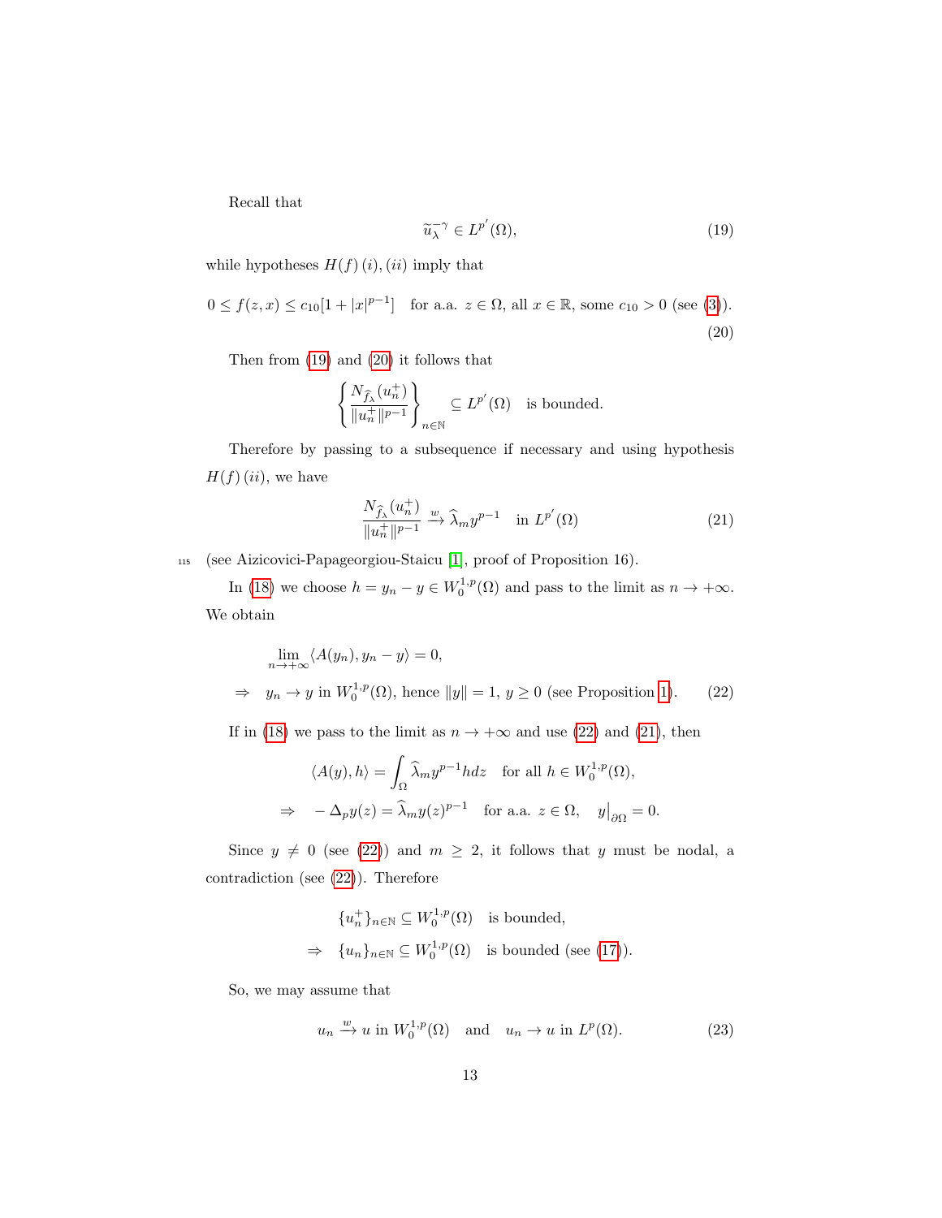Recall that

$$\widetilde{u}_\lambda^{-\gamma} \in L^{p'}(\Omega), \tag{19}$$

while hypotheses $H(f)\,(i),(ii)$ imply that

$$0 \leq f(z,x) \leq c_{10}[1+|x|^{p-1}] \quad \text{for a.a. } z \in \Omega, \text{ all } x \in \mathbb{R}, \text{ some } c_{10} > 0 \text{ (see (3))}. \tag{20}$$

Then from (19) and (20) it follows that

$$\left\{ \frac{N_{\widehat{f}_\lambda}(u_n^+)}{\|u_n^+\|^{p-1}} \right\}_{n\in\mathbb{N}} \subseteq L^{p'}(\Omega) \quad \text{is bounded.}$$

Therefore by passing to a subsequence if necessary and using hypothesis $H(f)\,(ii)$, we have

$$\frac{N_{\widehat{f}_\lambda}(u_n^+)}{\|u_n^+\|^{p-1}} \xrightarrow{w} \widehat{\lambda}_m y^{p-1} \quad \text{in } L^{p'}(\Omega) \tag{21}$$

(see Aizicovici-Papageorgiou-Staicu [1], proof of Proposition 16).

In (18) we choose $h = y_n - y \in W_0^{1,p}(\Omega)$ and pass to the limit as $n \to +\infty$. We obtain

$$\begin{aligned} &\lim_{n\to+\infty} \langle A(y_n), y_n - y \rangle = 0, \\ \Rightarrow \quad & y_n \to y \text{ in } W_0^{1,p}(\Omega), \text{ hence } \|y\| = 1,\ y \geq 0 \text{ (see Proposition 1)}. \end{aligned} \tag{22}$$

If in (18) we pass to the limit as $n \to +\infty$ and use (22) and (21), then

$$\begin{aligned} &\langle A(y), h \rangle = \int_\Omega \widehat{\lambda}_m y^{p-1} h dz \quad \text{for all } h \in W_0^{1,p}(\Omega), \\ \Rightarrow \quad & -\Delta_p y(z) = \widehat{\lambda}_m y(z)^{p-1} \quad \text{for a.a. } z \in \Omega, \quad y\big|_{\partial\Omega} = 0. \end{aligned}$$

Since $y \neq 0$ (see (22)) and $m \geq 2$, it follows that $y$ must be nodal, a contradiction (see (22)). Therefore

$$\begin{aligned} &\{u_n^+\}_{n\in\mathbb{N}} \subseteq W_0^{1,p}(\Omega) \quad \text{is bounded,} \\ \Rightarrow \quad & \{u_n\}_{n\in\mathbb{N}} \subseteq W_0^{1,p}(\Omega) \quad \text{is bounded (see (17)).} \end{aligned}$$

So, we may assume that

$$u_n \xrightarrow{w} u \text{ in } W_0^{1,p}(\Omega) \quad \text{and} \quad u_n \to u \text{ in } L^p(\Omega). \tag{23}$$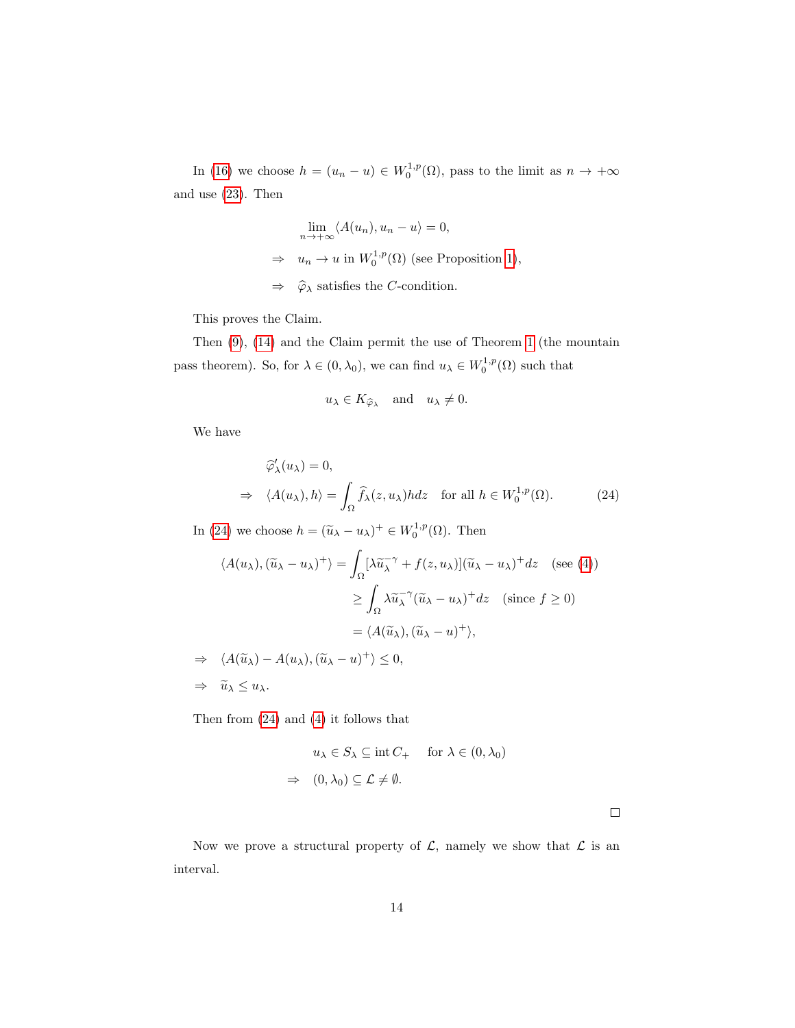In (16) we choose $h = (u_n - u) \in W_0^{1,p}(\Omega)$, pass to the limit as $n \to +\infty$ and use (23). Then

$$
\begin{aligned}
& \lim_{n\to+\infty} \langle A(u_n), u_n - u\rangle = 0, \\
\Rightarrow \quad & u_n \to u \text{ in } W_0^{1,p}(\Omega) \text{ (see Proposition 1)}, \\
\Rightarrow \quad & \widehat{\varphi}_\lambda \text{ satisfies the } C\text{-condition.}
\end{aligned}
$$

This proves the Claim.

Then (9), (14) and the Claim permit the use of Theorem 1 (the mountain pass theorem). So, for $\lambda \in (0, \lambda_0)$, we can find $u_\lambda \in W_0^{1,p}(\Omega)$ such that

$$
u_\lambda \in K_{\widehat{\varphi}_\lambda} \quad \text{and} \quad u_\lambda \neq 0.
$$

We have

$$
\begin{aligned}
& \widehat{\varphi}'_\lambda(u_\lambda) = 0, \\
\Rightarrow \quad & \langle A(u_\lambda), h\rangle = \int_\Omega \widehat{f}_\lambda(z, u_\lambda) h dz \quad \text{for all } h \in W_0^{1,p}(\Omega).
\end{aligned} \tag{24}
$$

In (24) we choose $h = (\widetilde{u}_\lambda - u_\lambda)^+ \in W_0^{1,p}(\Omega)$. Then

$$
\begin{aligned}
\langle A(u_\lambda), (\widetilde{u}_\lambda - u_\lambda)^+\rangle &= \int_\Omega [\lambda \widetilde{u}_\lambda^{-\gamma} + f(z, u_\lambda)](\widetilde{u}_\lambda - u_\lambda)^+ dz \quad \text{(see (4))} \\
&\geq \int_\Omega \lambda \widetilde{u}_\lambda^{-\gamma} (\widetilde{u}_\lambda - u_\lambda)^+ dz \quad (\text{since } f \geq 0) \\
&= \langle A(\widetilde{u}_\lambda), (\widetilde{u}_\lambda - u)^+\rangle,
\end{aligned}
$$

$$
\begin{aligned}
\Rightarrow \quad & \langle A(\widetilde{u}_\lambda) - A(u_\lambda), (\widetilde{u}_\lambda - u)^+\rangle \leq 0, \\
\Rightarrow \quad & \widetilde{u}_\lambda \leq u_\lambda.
\end{aligned}
$$

Then from (24) and (4) it follows that

$$
\begin{aligned}
& u_\lambda \in S_\lambda \subseteq \operatorname{int} C_+ \quad \text{for } \lambda \in (0, \lambda_0) \\
\Rightarrow \quad & (0, \lambda_0) \subseteq \mathcal{L} \neq \emptyset.
\end{aligned}
$$

$\square$

Now we prove a structural property of $\mathcal{L}$, namely we show that $\mathcal{L}$ is an interval.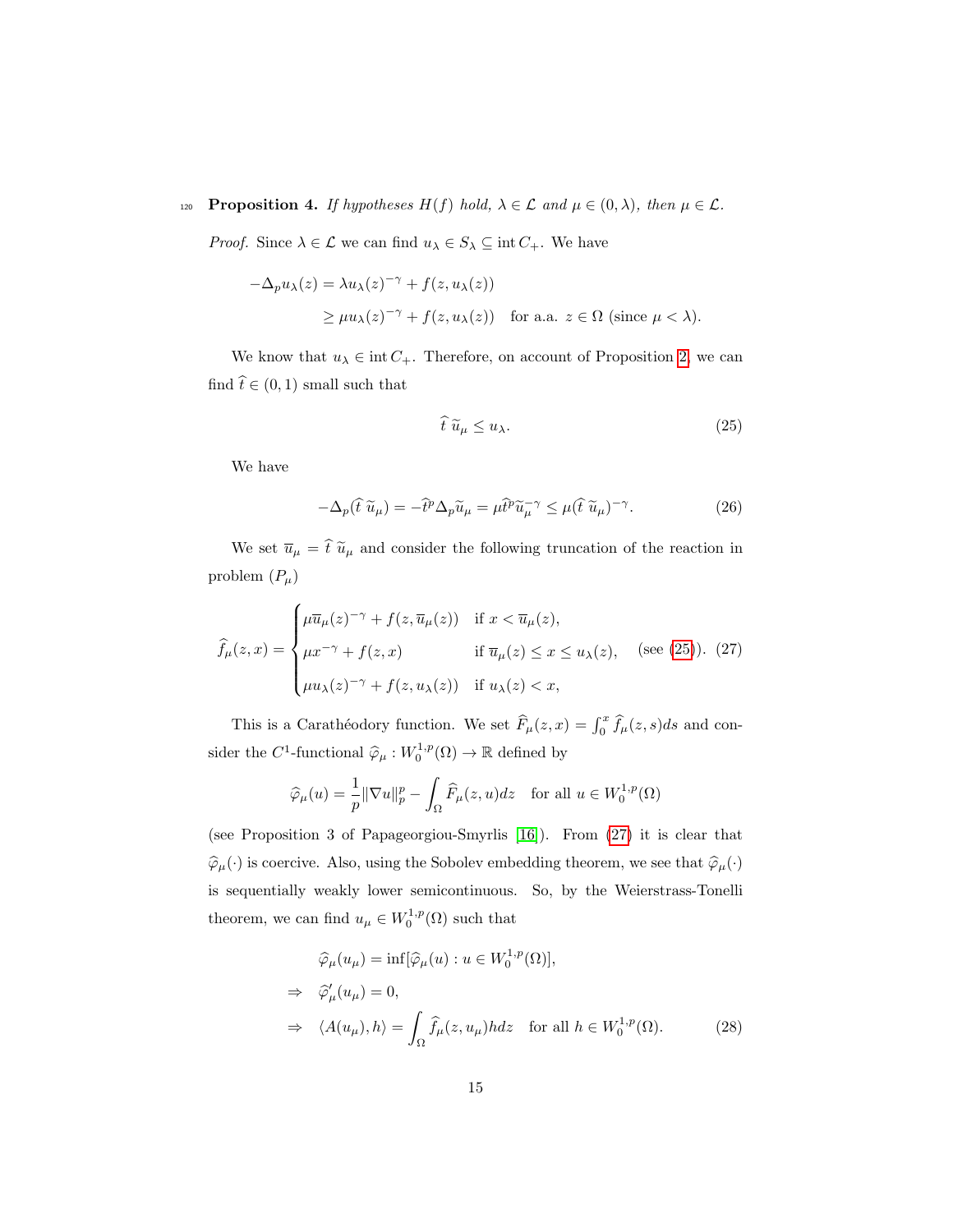**Proposition 4.** *If hypotheses $H(f)$ hold, $\lambda \in \mathcal{L}$ and $\mu \in (0, \lambda)$, then $\mu \in \mathcal{L}$.*

*Proof.* Since $\lambda \in \mathcal{L}$ we can find $u_\lambda \in S_\lambda \subseteq \operatorname{int} C_+$. We have

$$
\begin{aligned}
-\Delta_p u_\lambda(z) &= \lambda u_\lambda(z)^{-\gamma} + f(z, u_\lambda(z)) \\
&\geq \mu u_\lambda(z)^{-\gamma} + f(z, u_\lambda(z)) \quad \text{for a.a. } z \in \Omega \text{ (since } \mu < \lambda).
\end{aligned}
$$

We know that $u_\lambda \in \operatorname{int} C_+$. Therefore, on account of Proposition 2, we can find $\widehat{t} \in (0,1)$ small such that

$$
\widehat{t}\, \widetilde{u}_\mu \leq u_\lambda. \tag{25}
$$

We have

$$
-\Delta_p(\widehat{t}\, \widetilde{u}_\mu) = -\widehat{t}^p \Delta_p \widetilde{u}_\mu = \mu \widehat{t}^p \widetilde{u}_\mu^{-\gamma} \leq \mu(\widehat{t}\, \widetilde{u}_\mu)^{-\gamma}. \tag{26}
$$

We set $\overline{u}_\mu = \widehat{t}\, \widetilde{u}_\mu$ and consider the following truncation of the reaction in problem $(P_\mu)$

$$
\widehat{f}_\mu(z,x) = \begin{cases} \mu \overline{u}_\mu(z)^{-\gamma} + f(z, \overline{u}_\mu(z)) & \text{if } x < \overline{u}_\mu(z), \\ \mu x^{-\gamma} + f(z,x) & \text{if } \overline{u}_\mu(z) \leq x \leq u_\lambda(z), \\ \mu u_\lambda(z)^{-\gamma} + f(z, u_\lambda(z)) & \text{if } u_\lambda(z) < x, \end{cases} \quad \text{(see (25)).} \tag{27}
$$

This is a Carathéodory function. We set $\widehat{F}_\mu(z,x) = \int_0^x \widehat{f}_\mu(z,s)ds$ and consider the $C^1$-functional $\widehat{\varphi}_\mu : W_0^{1,p}(\Omega) \to \mathbb{R}$ defined by

$$
\widehat{\varphi}_\mu(u) = \frac{1}{p}\|\nabla u\|_p^p - \int_\Omega \widehat{F}_\mu(z,u)dz \quad \text{for all } u \in W_0^{1,p}(\Omega)
$$

(see Proposition 3 of Papageorgiou-Smyrlis [16]). From (27) it is clear that $\widehat{\varphi}_\mu(\cdot)$ is coercive. Also, using the Sobolev embedding theorem, we see that $\widehat{\varphi}_\mu(\cdot)$ is sequentially weakly lower semicontinuous. So, by the Weierstrass-Tonelli theorem, we can find $u_\mu \in W_0^{1,p}(\Omega)$ such that

$$
\begin{aligned}
& \widehat{\varphi}_\mu(u_\mu) = \inf[\widehat{\varphi}_\mu(u) : u \in W_0^{1,p}(\Omega)], \\
\Rightarrow \quad & \widehat{\varphi}'_\mu(u_\mu) = 0, \\
\Rightarrow \quad & \langle A(u_\mu), h \rangle = \int_\Omega \widehat{f}_\mu(z, u_\mu) h dz \quad \text{for all } h \in W_0^{1,p}(\Omega).
\end{aligned} \tag{28}
$$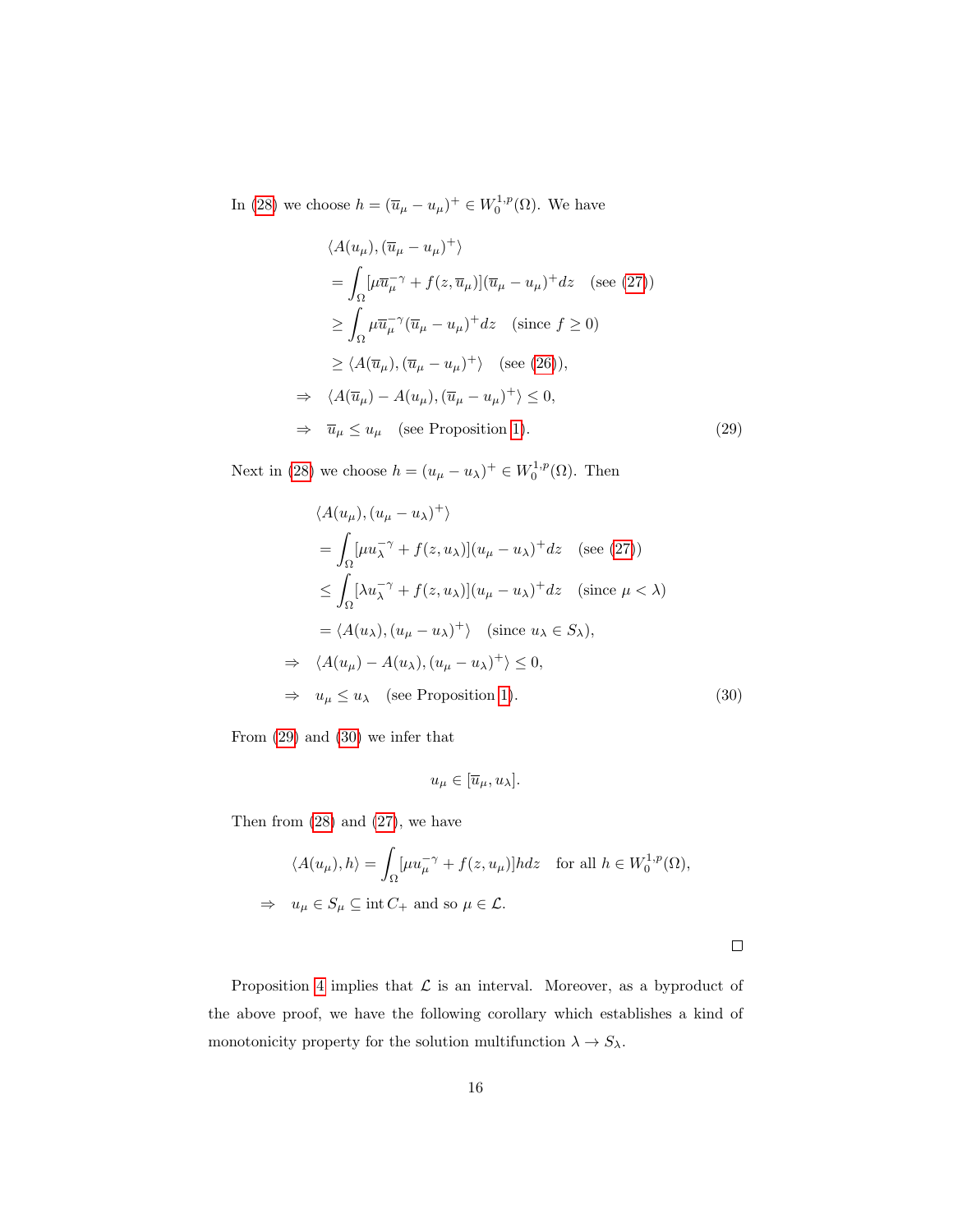In (28) we choose $h = (\overline{u}_\mu - u_\mu)^+ \in W_0^{1,p}(\Omega)$. We have

$$
\begin{aligned}
&\langle A(u_\mu), (\overline{u}_\mu - u_\mu)^+ \rangle \\
&= \int_\Omega [\mu \overline{u}_\mu^{-\gamma} + f(z, \overline{u}_\mu)](\overline{u}_\mu - u_\mu)^+ dz \quad \text{(see (27))} \\
&\geq \int_\Omega \mu \overline{u}_\mu^{-\gamma} (\overline{u}_\mu - u_\mu)^+ dz \quad \text{(since } f \geq 0) \\
&\geq \langle A(\overline{u}_\mu), (\overline{u}_\mu - u_\mu)^+ \rangle \quad \text{(see (26))}, \\
\Rightarrow \quad &\langle A(\overline{u}_\mu) - A(u_\mu), (\overline{u}_\mu - u_\mu)^+ \rangle \leq 0, \\
\Rightarrow \quad &\overline{u}_\mu \leq u_\mu \quad \text{(see Proposition 1)}.
\end{aligned} \tag{29}
$$

Next in (28) we choose $h = (u_\mu - u_\lambda)^+ \in W_0^{1,p}(\Omega)$. Then

$$
\begin{aligned}
&\langle A(u_\mu), (u_\mu - u_\lambda)^+ \rangle \\
&= \int_\Omega [\mu u_\lambda^{-\gamma} + f(z, u_\lambda)](u_\mu - u_\lambda)^+ dz \quad \text{(see (27))} \\
&\leq \int_\Omega [\lambda u_\lambda^{-\gamma} + f(z, u_\lambda)](u_\mu - u_\lambda)^+ dz \quad \text{(since } \mu < \lambda) \\
&= \langle A(u_\lambda), (u_\mu - u_\lambda)^+ \rangle \quad \text{(since } u_\lambda \in S_\lambda), \\
\Rightarrow \quad &\langle A(u_\mu) - A(u_\lambda), (u_\mu - u_\lambda)^+ \rangle \leq 0, \\
\Rightarrow \quad &u_\mu \leq u_\lambda \quad \text{(see Proposition 1)}.
\end{aligned} \tag{30}
$$

From (29) and (30) we infer that

$$u_\mu \in [\overline{u}_\mu, u_\lambda].$$

Then from (28) and (27), we have

$$
\begin{aligned}
&\langle A(u_\mu), h \rangle = \int_\Omega [\mu u_\mu^{-\gamma} + f(z, u_\mu)] h dz \quad \text{for all } h \in W_0^{1,p}(\Omega), \\
\Rightarrow \quad &u_\mu \in S_\mu \subseteq \operatorname{int} C_+ \text{ and so } \mu \in \mathcal{L}.
\end{aligned}
$$

□

Proposition 4 implies that $\mathcal{L}$ is an interval. Moreover, as a byproduct of the above proof, we have the following corollary which establishes a kind of monotonicity property for the solution multifunction $\lambda \to S_\lambda$.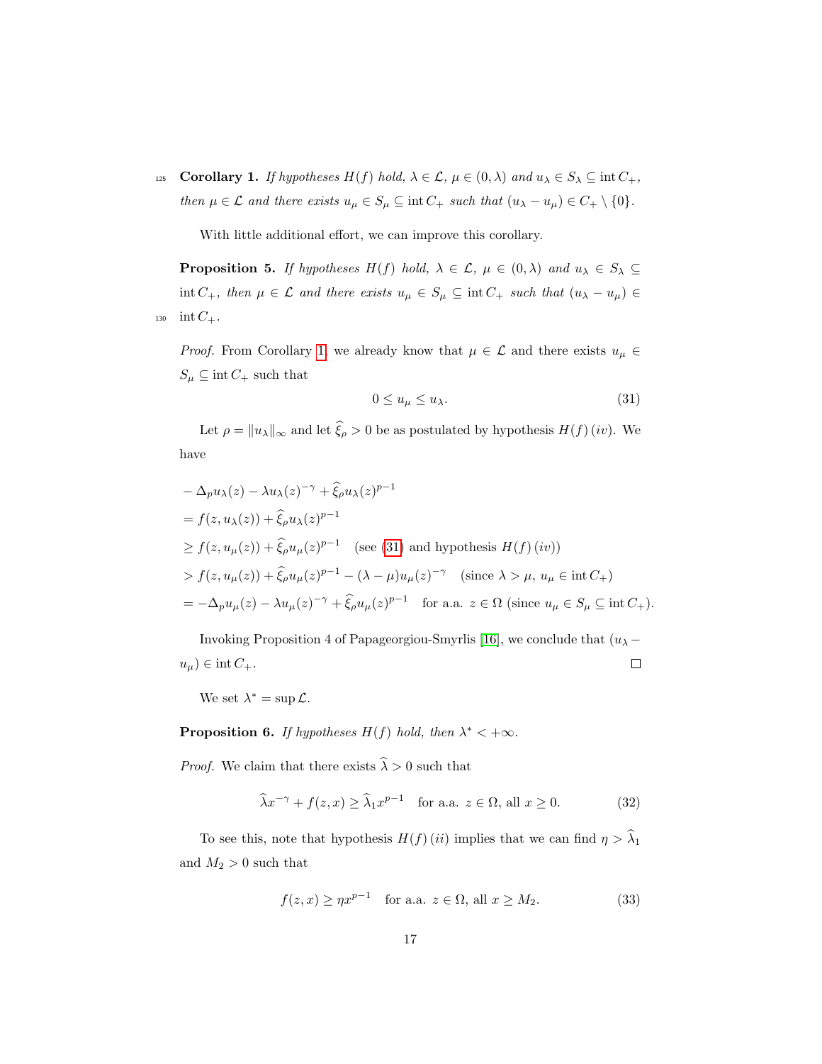**Corollary 1.** *If hypotheses $H(f)$ hold, $\lambda \in \mathcal{L}$, $\mu \in (0, \lambda)$ and $u_\lambda \in S_\lambda \subseteq \operatorname{int} C_+$, then $\mu \in \mathcal{L}$ and there exists $u_\mu \in S_\mu \subseteq \operatorname{int} C_+$ such that $(u_\lambda - u_\mu) \in C_+ \setminus \{0\}$.*

With little additional effort, we can improve this corollary.

**Proposition 5.** *If hypotheses $H(f)$ hold, $\lambda \in \mathcal{L}$, $\mu \in (0, \lambda)$ and $u_\lambda \in S_\lambda \subseteq \operatorname{int} C_+$, then $\mu \in \mathcal{L}$ and there exists $u_\mu \in S_\mu \subseteq \operatorname{int} C_+$ such that $(u_\lambda - u_\mu) \in \operatorname{int} C_+$.*

*Proof.* From Corollary 1 we already know that $\mu \in \mathcal{L}$ and there exists $u_\mu \in S_\mu \subseteq \operatorname{int} C_+$ such that

$$0 \leq u_\mu \leq u_\lambda. \tag{31}$$

Let $\rho = \|u_\lambda\|_\infty$ and let $\widehat{\xi}_\rho > 0$ be as postulated by hypothesis $H(f)\,(iv)$. We have

$$
\begin{aligned}
& -\Delta_p u_\lambda(z) - \lambda u_\lambda(z)^{-\gamma} + \widehat{\xi}_\rho u_\lambda(z)^{p-1} \\
& = f(z, u_\lambda(z)) + \widehat{\xi}_\rho u_\lambda(z)^{p-1} \\
& \geq f(z, u_\mu(z)) + \widehat{\xi}_\rho u_\mu(z)^{p-1} \quad \text{(see (31) and hypothesis } H(f)\,(iv)) \\
& > f(z, u_\mu(z)) + \widehat{\xi}_\rho u_\mu(z)^{p-1} - (\lambda - \mu) u_\mu(z)^{-\gamma} \quad (\text{since } \lambda > \mu,\ u_\mu \in \operatorname{int} C_+) \\
& = -\Delta_p u_\mu(z) - \lambda u_\mu(z)^{-\gamma} + \widehat{\xi}_\rho u_\mu(z)^{p-1} \quad \text{for a.a. } z \in \Omega \ (\text{since } u_\mu \in S_\mu \subseteq \operatorname{int} C_+).
\end{aligned}
$$

Invoking Proposition 4 of Papageorgiou-Smyrlis [16], we conclude that $(u_\lambda - u_\mu) \in \operatorname{int} C_+$. $\square$

We set $\lambda^* = \sup \mathcal{L}$.

**Proposition 6.** *If hypotheses $H(f)$ hold, then $\lambda^* < +\infty$.*

*Proof.* We claim that there exists $\widehat{\lambda} > 0$ such that

$$\widehat{\lambda} x^{-\gamma} + f(z, x) \geq \widehat{\lambda}_1 x^{p-1} \quad \text{for a.a. } z \in \Omega, \text{ all } x \geq 0. \tag{32}$$

To see this, note that hypothesis $H(f)\,(ii)$ implies that we can find $\eta > \widehat{\lambda}_1$ and $M_2 > 0$ such that

$$f(z, x) \geq \eta x^{p-1} \quad \text{for a.a. } z \in \Omega, \text{ all } x \geq M_2. \tag{33}$$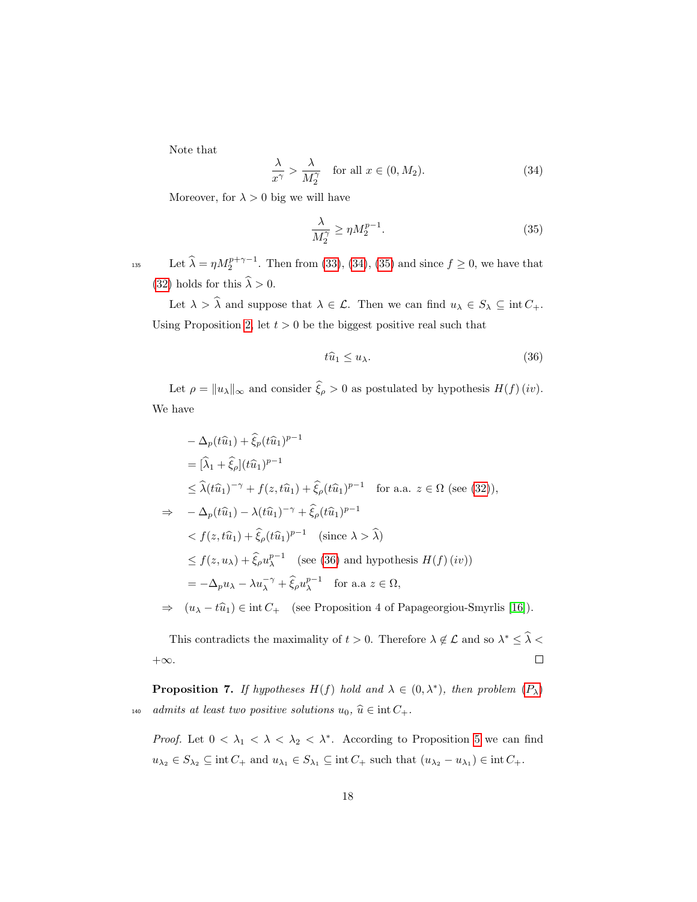Note that

$$\frac{\lambda}{x^{\gamma}} > \frac{\lambda}{M_2^{\gamma}} \quad \text{for all } x \in (0, M_2). \tag{34}$$

Moreover, for $\lambda > 0$ big we will have

$$\frac{\lambda}{M_2^{\gamma}} \geq \eta M_2^{p-1}. \tag{35}$$

Let $\widehat{\lambda} = \eta M_2^{p+\gamma-1}$. Then from (33), (34), (35) and since $f \geq 0$, we have that (32) holds for this $\widehat{\lambda} > 0$.

Let $\lambda > \widehat{\lambda}$ and suppose that $\lambda \in \mathcal{L}$. Then we can find $u_\lambda \in S_\lambda \subseteq \operatorname{int} C_+$. Using Proposition 2, let $t > 0$ be the biggest positive real such that

$$t\widehat{u}_1 \leq u_\lambda. \tag{36}$$

Let $\rho = \|u_\lambda\|_\infty$ and consider $\widehat{\xi}_\rho > 0$ as postulated by hypothesis $H(f)\,(iv)$. We have

$$\begin{aligned}
& -\Delta_p(t\widehat{u}_1) + \widehat{\xi}_p(t\widehat{u}_1)^{p-1} \\
& = [\widehat{\lambda}_1 + \widehat{\xi}_\rho](t\widehat{u}_1)^{p-1} \\
& \leq \widehat{\lambda}(t\widehat{u}_1)^{-\gamma} + f(z, t\widehat{u}_1) + \widehat{\xi}_\rho(t\widehat{u}_1)^{p-1} \quad \text{for a.a. } z \in \Omega \text{ (see (32))}, \\
\Rightarrow \quad & -\Delta_p(t\widehat{u}_1) - \lambda(t\widehat{u}_1)^{-\gamma} + \widehat{\xi}_\rho(t\widehat{u}_1)^{p-1} \\
& < f(z, t\widehat{u}_1) + \widehat{\xi}_\rho(t\widehat{u}_1)^{p-1} \quad (\text{since } \lambda > \widehat{\lambda}) \\
& \leq f(z, u_\lambda) + \widehat{\xi}_\rho u_\lambda^{p-1} \quad \text{(see (36) and hypothesis } H(f)\,(iv)) \\
& = -\Delta_p u_\lambda - \lambda u_\lambda^{-\gamma} + \widehat{\xi}_\rho u_\lambda^{p-1} \quad \text{for a.a } z \in \Omega, \\
\Rightarrow \quad & (u_\lambda - t\widehat{u}_1) \in \operatorname{int} C_+ \quad \text{(see Proposition 4 of Papageorgiou-Smyrlis [16])}.
\end{aligned}$$

This contradicts the maximality of $t > 0$. Therefore $\lambda \notin \mathcal{L}$ and so $\lambda^* \leq \widehat{\lambda} < +\infty$. ∎

**Proposition 7.** *If hypotheses $H(f)$ hold and $\lambda \in (0, \lambda^*)$, then problem $(P_\lambda)$ admits at least two positive solutions $u_0$, $\widehat{u} \in \operatorname{int} C_+$.*

*Proof.* Let $0 < \lambda_1 < \lambda < \lambda_2 < \lambda^*$. According to Proposition 5 we can find $u_{\lambda_2} \in S_{\lambda_2} \subseteq \operatorname{int} C_+$ and $u_{\lambda_1} \in S_{\lambda_1} \subseteq \operatorname{int} C_+$ such that $(u_{\lambda_2} - u_{\lambda_1}) \in \operatorname{int} C_+$.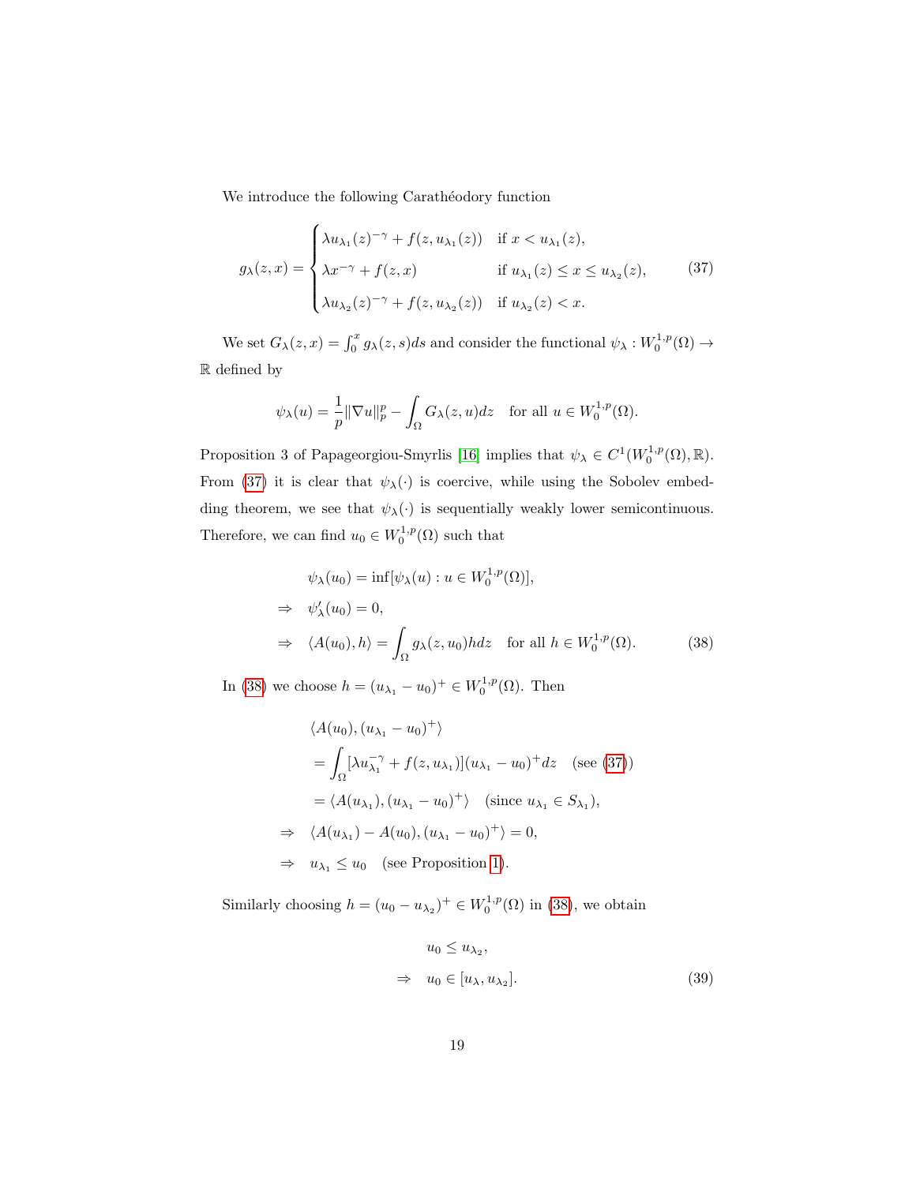We introduce the following Carathéodory function

$$
g_\lambda(z,x) = \begin{cases} \lambda u_{\lambda_1}(z)^{-\gamma} + f(z, u_{\lambda_1}(z)) & \text{if } x < u_{\lambda_1}(z), \\ \lambda x^{-\gamma} + f(z,x) & \text{if } u_{\lambda_1}(z) \leq x \leq u_{\lambda_2}(z), \\ \lambda u_{\lambda_2}(z)^{-\gamma} + f(z, u_{\lambda_2}(z)) & \text{if } u_{\lambda_2}(z) < x. \end{cases} \tag{37}
$$

We set $G_\lambda(z,x) = \int_0^x g_\lambda(z,s)ds$ and consider the functional $\psi_\lambda : W_0^{1,p}(\Omega) \to \mathbb{R}$ defined by

$$
\psi_\lambda(u) = \frac{1}{p}\|\nabla u\|_p^p - \int_\Omega G_\lambda(z,u)dz \quad \text{for all } u \in W_0^{1,p}(\Omega).
$$

Proposition 3 of Papageorgiou-Smyrlis [16] implies that $\psi_\lambda \in C^1(W_0^{1,p}(\Omega), \mathbb{R})$. From (37) it is clear that $\psi_\lambda(\cdot)$ is coercive, while using the Sobolev embedding theorem, we see that $\psi_\lambda(\cdot)$ is sequentially weakly lower semicontinuous. Therefore, we can find $u_0 \in W_0^{1,p}(\Omega)$ such that

$$
\begin{aligned}
& \psi_\lambda(u_0) = \inf[\psi_\lambda(u) : u \in W_0^{1,p}(\Omega)], \\
\Rightarrow \quad & \psi'_\lambda(u_0) = 0, \\
\Rightarrow \quad & \langle A(u_0), h\rangle = \int_\Omega g_\lambda(z,u_0)h dz \quad \text{for all } h \in W_0^{1,p}(\Omega).
\end{aligned} \tag{38}
$$

In (38) we choose $h = (u_{\lambda_1} - u_0)^+ \in W_0^{1,p}(\Omega)$. Then

$$
\begin{aligned}
& \langle A(u_0), (u_{\lambda_1} - u_0)^+\rangle \\
& = \int_\Omega [\lambda u_{\lambda_1}^{-\gamma} + f(z, u_{\lambda_1})](u_{\lambda_1} - u_0)^+ dz \quad \text{(see (37))} \\
& = \langle A(u_{\lambda_1}), (u_{\lambda_1} - u_0)^+\rangle \quad (\text{since } u_{\lambda_1} \in S_{\lambda_1}), \\
\Rightarrow \quad & \langle A(u_{\lambda_1}) - A(u_0), (u_{\lambda_1} - u_0)^+\rangle = 0, \\
\Rightarrow \quad & u_{\lambda_1} \leq u_0 \quad \text{(see Proposition 1)}.
\end{aligned}
$$

Similarly choosing $h = (u_0 - u_{\lambda_2})^+ \in W_0^{1,p}(\Omega)$ in (38), we obtain

$$
\begin{aligned}
& u_0 \leq u_{\lambda_2}, \\
\Rightarrow \quad & u_0 \in [u_\lambda, u_{\lambda_2}].
\end{aligned} \tag{39}
$$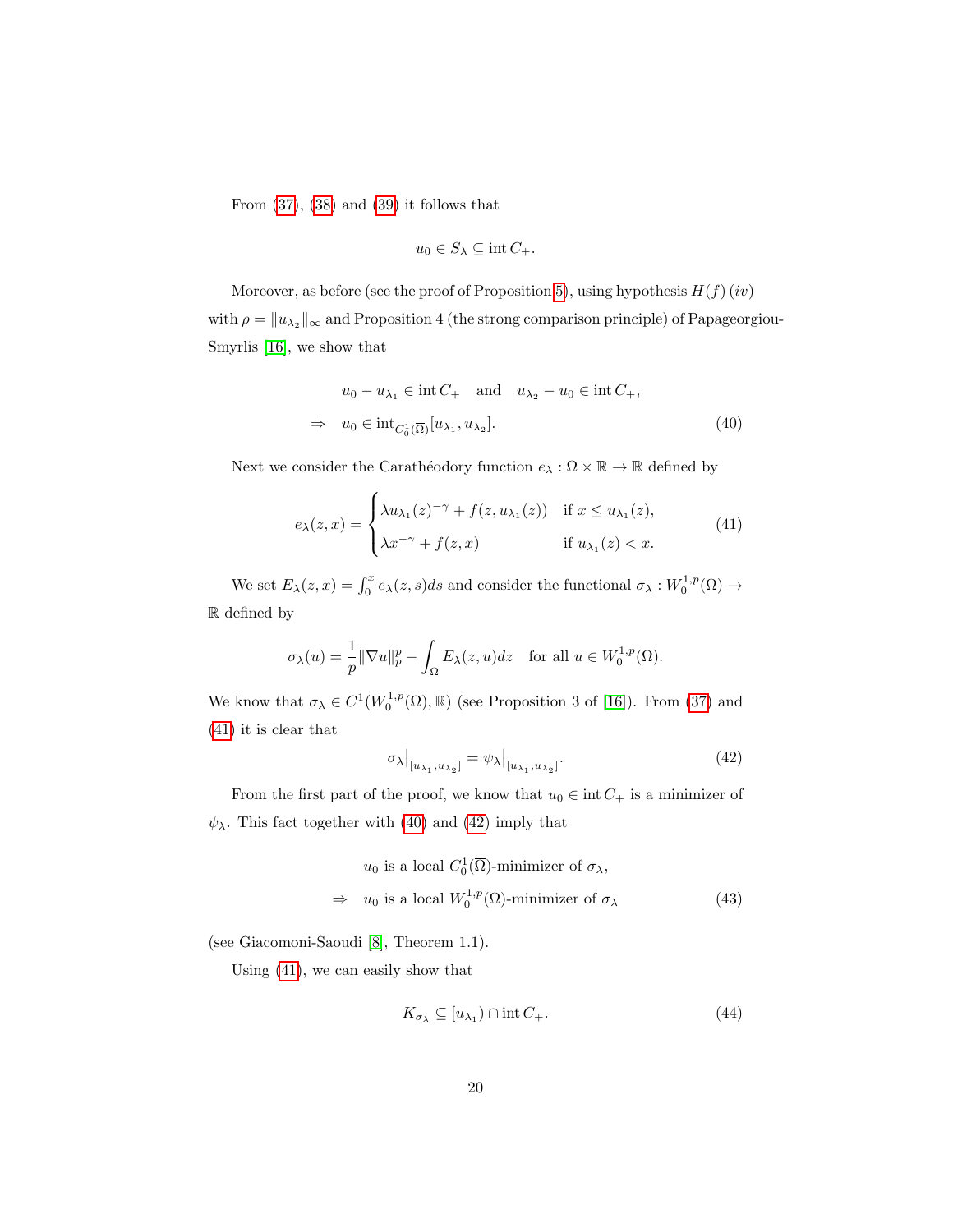From (37), (38) and (39) it follows that

$$u_0 \in S_\lambda \subseteq \operatorname{int} C_+.$$

Moreover, as before (see the proof of Proposition 5), using hypothesis $H(f)\,(iv)$ with $\rho = \|u_{\lambda_2}\|_\infty$ and Proposition 4 (the strong comparison principle) of Papageorgiou-Smyrlis [16], we show that

$$\begin{aligned} & u_0 - u_{\lambda_1} \in \operatorname{int} C_+ \quad \text{and} \quad u_{\lambda_2} - u_0 \in \operatorname{int} C_+, \\ \Rightarrow \quad & u_0 \in \operatorname{int}_{C_0^1(\overline{\Omega})}[u_{\lambda_1}, u_{\lambda_2}]. \end{aligned} \tag{40}$$

Next we consider the Carathéodory function $e_\lambda : \Omega \times \mathbb{R} \to \mathbb{R}$ defined by

$$e_\lambda(z,x) = \begin{cases} \lambda u_{\lambda_1}(z)^{-\gamma} + f(z, u_{\lambda_1}(z)) & \text{if } x \leq u_{\lambda_1}(z), \\ \lambda x^{-\gamma} + f(z,x) & \text{if } u_{\lambda_1}(z) < x. \end{cases} \tag{41}$$

We set $E_\lambda(z,x) = \int_0^x e_\lambda(z,s)ds$ and consider the functional $\sigma_\lambda : W_0^{1,p}(\Omega) \to \mathbb{R}$ defined by

$$\sigma_\lambda(u) = \frac{1}{p}\|\nabla u\|_p^p - \int_\Omega E_\lambda(z,u)dz \quad \text{for all } u \in W_0^{1,p}(\Omega).$$

We know that $\sigma_\lambda \in C^1(W_0^{1,p}(\Omega), \mathbb{R})$ (see Proposition 3 of [16]). From (37) and (41) it is clear that

$$\sigma_\lambda\big|_{[u_{\lambda_1}, u_{\lambda_2}]} = \psi_\lambda\big|_{[u_{\lambda_1}, u_{\lambda_2}]}. \tag{42}$$

From the first part of the proof, we know that $u_0 \in \operatorname{int} C_+$ is a minimizer of $\psi_\lambda$. This fact together with (40) and (42) imply that

$$\begin{aligned} & u_0 \text{ is a local } C_0^1(\overline{\Omega})\text{-minimizer of } \sigma_\lambda, \\ \Rightarrow \quad & u_0 \text{ is a local } W_0^{1,p}(\Omega)\text{-minimizer of } \sigma_\lambda \end{aligned} \tag{43}$$

(see Giacomoni-Saoudi [8], Theorem 1.1).

Using (41), we can easily show that

$$K_{\sigma_\lambda} \subseteq [u_{\lambda_1}) \cap \operatorname{int} C_+. \tag{44}$$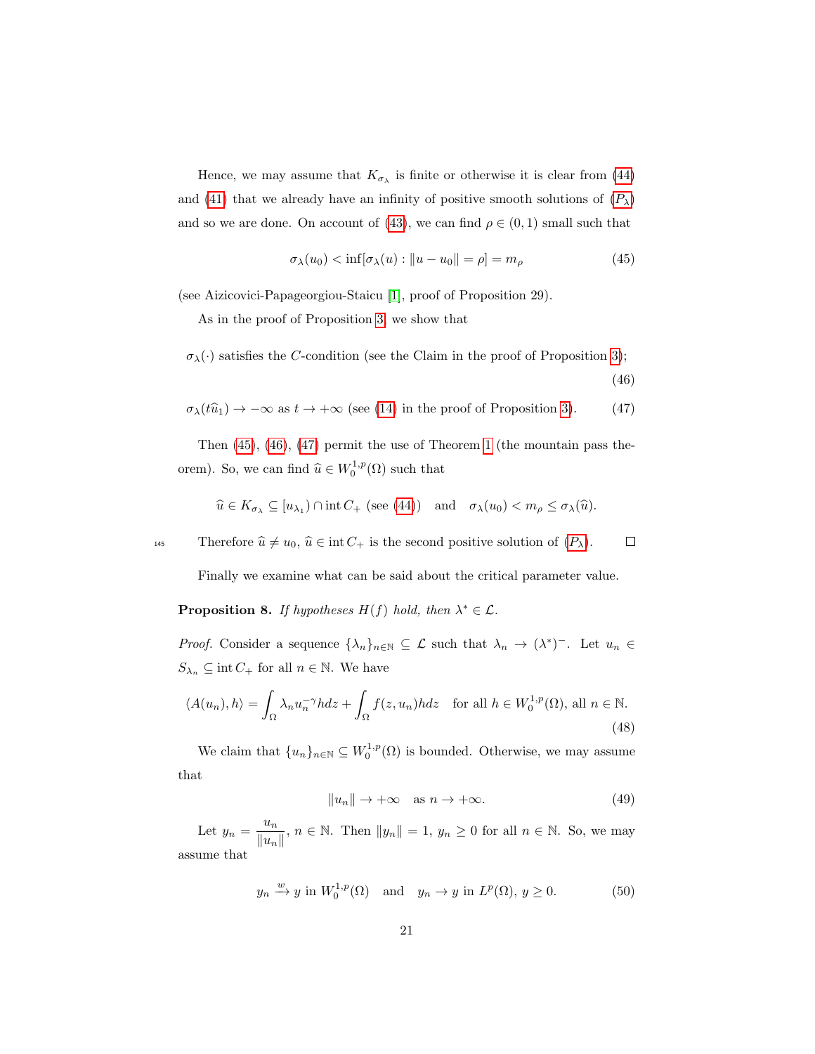Hence, we may assume that $K_{\sigma_\lambda}$ is finite or otherwise it is clear from (44) and (41) that we already have an infinity of positive smooth solutions of ($P_\lambda$) and so we are done. On account of (43), we can find $\rho \in (0,1)$ small such that

$$\sigma_\lambda(u_0) < \inf[\sigma_\lambda(u) : \|u - u_0\| = \rho] = m_\rho \tag{45}$$

(see Aizicovici-Papageorgiou-Staicu [1], proof of Proposition 29).

As in the proof of Proposition 3, we show that

$$\sigma_\lambda(\cdot) \text{ satisfies the } C\text{-condition (see the Claim in the proof of Proposition 3);} \tag{46}$$

$$\sigma_\lambda(t\widehat{u}_1) \to -\infty \text{ as } t \to +\infty \text{ (see (14) in the proof of Proposition 3).} \tag{47}$$

Then (45), (46), (47) permit the use of Theorem 1 (the mountain pass theorem). So, we can find $\widehat{u} \in W_0^{1,p}(\Omega)$ such that

$$\widehat{u} \in K_{\sigma_\lambda} \subseteq [u_{\lambda_1}) \cap \operatorname{int} C_+ \text{ (see (44))} \quad \text{and} \quad \sigma_\lambda(u_0) < m_\rho \leq \sigma_\lambda(\widehat{u}).$$

Therefore $\widehat{u} \neq u_0$, $\widehat{u} \in \operatorname{int} C_+$ is the second positive solution of ($P_\lambda$). $\square$

Finally we examine what can be said about the critical parameter value.

**Proposition 8.** *If hypotheses $H(f)$ hold, then $\lambda^* \in \mathcal{L}$.*

*Proof.* Consider a sequence $\{\lambda_n\}_{n\in\mathbb{N}} \subseteq \mathcal{L}$ such that $\lambda_n \to (\lambda^*)^-$. Let $u_n \in S_{\lambda_n} \subseteq \operatorname{int} C_+$ for all $n \in \mathbb{N}$. We have

$$\langle A(u_n), h \rangle = \int_\Omega \lambda_n u_n^{-\gamma} h dz + \int_\Omega f(z, u_n) h dz \quad \text{for all } h \in W_0^{1,p}(\Omega), \text{ all } n \in \mathbb{N}. \tag{48}$$

We claim that $\{u_n\}_{n\in\mathbb{N}} \subseteq W_0^{1,p}(\Omega)$ is bounded. Otherwise, we may assume that

$$\|u_n\| \to +\infty \quad \text{as } n \to +\infty. \tag{49}$$

Let $y_n = \dfrac{u_n}{\|u_n\|}$, $n \in \mathbb{N}$. Then $\|y_n\| = 1$, $y_n \geq 0$ for all $n \in \mathbb{N}$. So, we may assume that

$$y_n \xrightarrow{w} y \text{ in } W_0^{1,p}(\Omega) \quad \text{and} \quad y_n \to y \text{ in } L^p(\Omega),\ y \geq 0. \tag{50}$$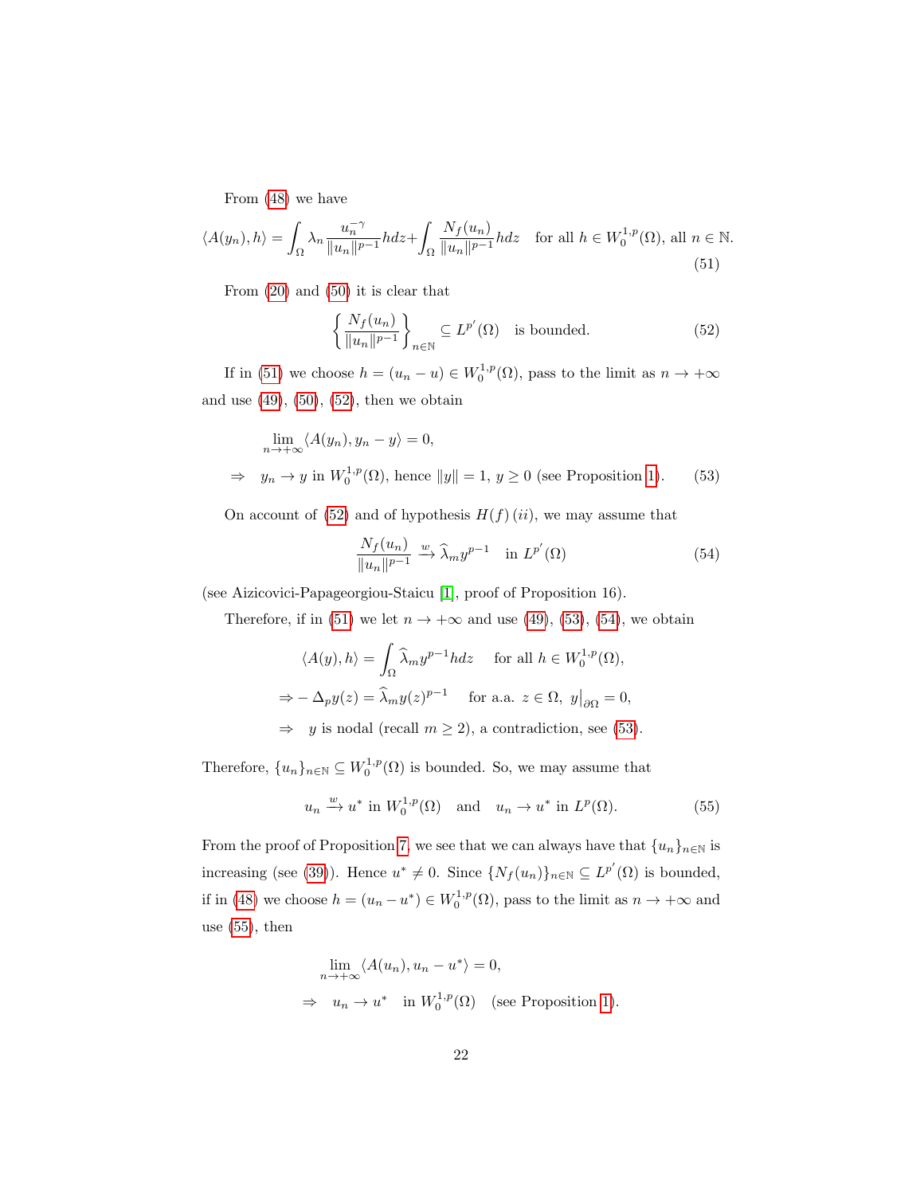From (48) we have

$$\langle A(y_n), h\rangle = \int_\Omega \lambda_n \frac{u_n^{-\gamma}}{\|u_n\|^{p-1}} h dz + \int_\Omega \frac{N_f(u_n)}{\|u_n\|^{p-1}} h dz \quad \text{for all } h \in W_0^{1,p}(\Omega), \text{ all } n \in \mathbb{N}. \tag{51}$$

From (20) and (50) it is clear that

$$\left\{ \frac{N_f(u_n)}{\|u_n\|^{p-1}} \right\}_{n\in\mathbb{N}} \subseteq L^{p'}(\Omega) \quad \text{is bounded.} \tag{52}$$

If in (51) we choose $h = (u_n - u) \in W_0^{1,p}(\Omega)$, pass to the limit as $n \to +\infty$ and use (49), (50), (52), then we obtain

$$\begin{aligned} &\lim_{n\to+\infty} \langle A(y_n), y_n - y\rangle = 0, \\ \Rightarrow \quad & y_n \to y \text{ in } W_0^{1,p}(\Omega), \text{ hence } \|y\| = 1,\ y \geq 0 \text{ (see Proposition 1).} \end{aligned} \tag{53}$$

On account of (52) and of hypothesis $H(f)\,(ii)$, we may assume that

$$\frac{N_f(u_n)}{\|u_n\|^{p-1}} \xrightarrow{w} \widehat{\lambda}_m y^{p-1} \quad \text{in } L^{p'}(\Omega) \tag{54}$$

(see Aizicovici-Papageorgiou-Staicu [1], proof of Proposition 16).

Therefore, if in (51) we let $n \to +\infty$ and use (49), (53), (54), we obtain

$$\begin{aligned} &\langle A(y), h\rangle = \int_\Omega \widehat{\lambda}_m y^{p-1} h dz \quad \text{ for all } h \in W_0^{1,p}(\Omega), \\ \Rightarrow & -\Delta_p y(z) = \widehat{\lambda}_m y(z)^{p-1} \quad \text{ for a.a. } z \in \Omega,\ y\big|_{\partial\Omega} = 0, \\ \Rightarrow \quad & y \text{ is nodal (recall } m \geq 2\text{), a contradiction, see (53).} \end{aligned}$$

Therefore, $\{u_n\}_{n\in\mathbb{N}} \subseteq W_0^{1,p}(\Omega)$ is bounded. So, we may assume that

$$u_n \xrightarrow{w} u^* \text{ in } W_0^{1,p}(\Omega) \quad \text{and} \quad u_n \to u^* \text{ in } L^p(\Omega). \tag{55}$$

From the proof of Proposition 7, we see that we can always have that $\{u_n\}_{n\in\mathbb{N}}$ is increasing (see (39)). Hence $u^* \neq 0$. Since $\{N_f(u_n)\}_{n\in\mathbb{N}} \subseteq L^{p'}(\Omega)$ is bounded, if in (48) we choose $h = (u_n - u^*) \in W_0^{1,p}(\Omega)$, pass to the limit as $n \to +\infty$ and use (55), then

$$\begin{aligned} &\lim_{n\to+\infty} \langle A(u_n), u_n - u^*\rangle = 0, \\ \Rightarrow \quad & u_n \to u^* \quad \text{in } W_0^{1,p}(\Omega) \quad \text{(see Proposition 1).} \end{aligned}$$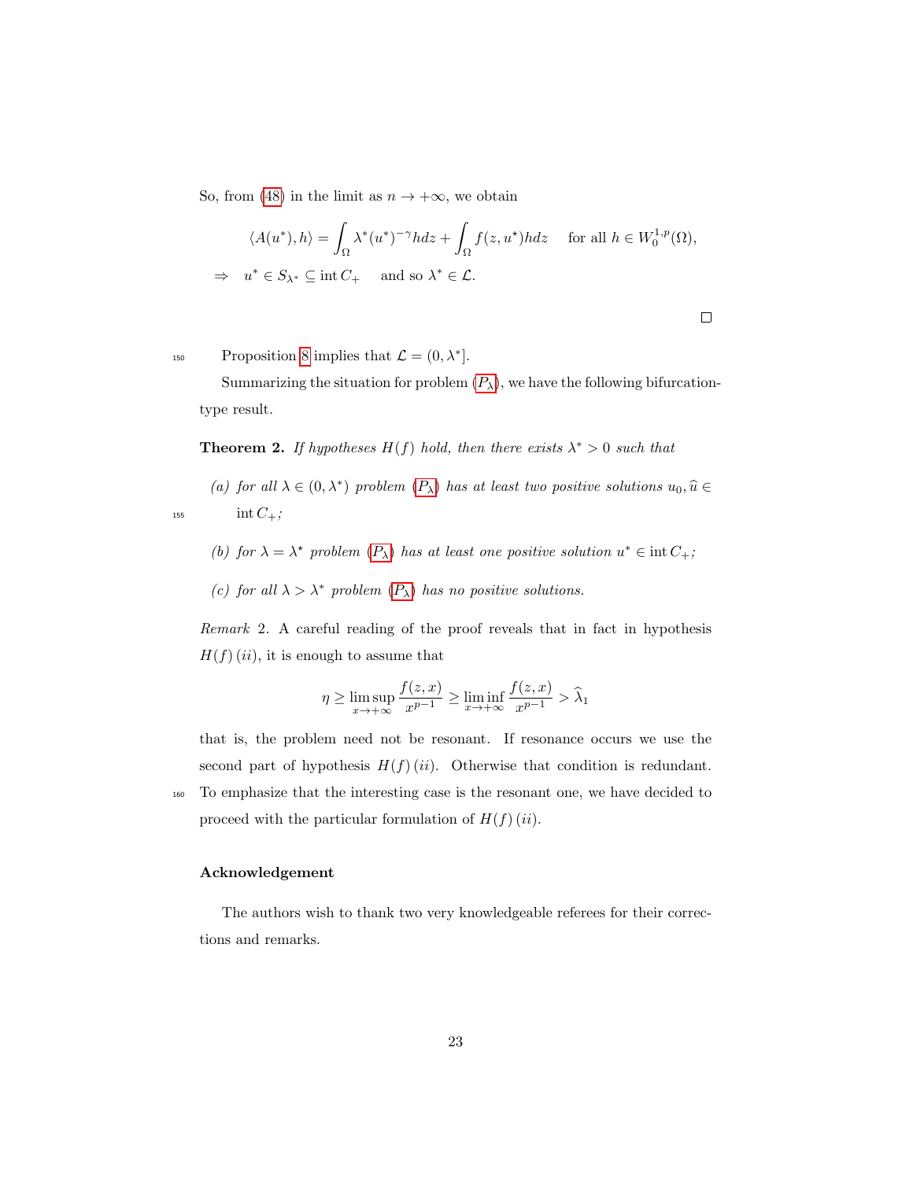So, from (48) in the limit as $n \to +\infty$, we obtain

$$\langle A(u^*), h\rangle = \int_\Omega \lambda^*(u^*)^{-\gamma} h dz + \int_\Omega f(z, u^\star) h dz \quad \text{for all } h \in W_0^{1,p}(\Omega),$$

$$\Rightarrow \quad u^* \in S_{\lambda^*} \subseteq \operatorname{int} C_+ \quad \text{and so } \lambda^* \in \mathcal{L}.$$

□

Proposition 8 implies that $\mathcal{L} = (0, \lambda^*]$.

Summarizing the situation for problem ($P_\lambda$), we have the following bifurcation-type result.

**Theorem 2.** *If hypotheses $H(f)$ hold, then there exists $\lambda^* > 0$ such that*

*(a) for all $\lambda \in (0, \lambda^*)$ problem ($P_\lambda$) has at least two positive solutions $u_0, \widehat{u} \in \operatorname{int} C_+$;*

*(b) for $\lambda = \lambda^\star$ problem ($P_\lambda$) has at least one positive solution $u^* \in \operatorname{int} C_+$;*

*(c) for all $\lambda > \lambda^*$ problem ($P_\lambda$) has no positive solutions.*

*Remark* 2. A careful reading of the proof reveals that in fact in hypothesis $H(f)\,(ii)$, it is enough to assume that

$$\eta \geq \limsup_{x \to +\infty} \frac{f(z,x)}{x^{p-1}} \geq \liminf_{x \to +\infty} \frac{f(z,x)}{x^{p-1}} > \widehat{\lambda}_1$$

that is, the problem need not be resonant. If resonance occurs we use the second part of hypothesis $H(f)\,(ii)$. Otherwise that condition is redundant. To emphasize that the interesting case is the resonant one, we have decided to proceed with the particular formulation of $H(f)\,(ii)$.

### Acknowledgement

The authors wish to thank two very knowledgeable referees for their corrections and remarks.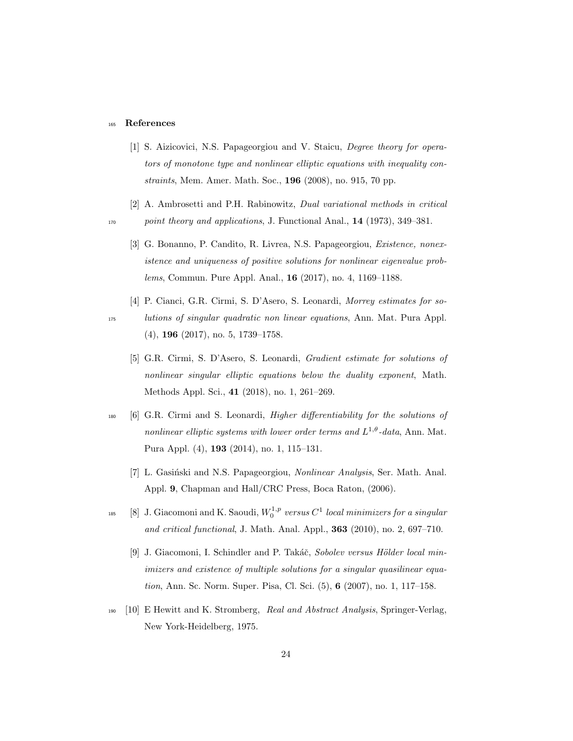# References

[1] S. Aizicovici, N.S. Papageorgiou and V. Staicu, *Degree theory for operators of monotone type and nonlinear elliptic equations with inequality constraints*, Mem. Amer. Math. Soc., **196** (2008), no. 915, 70 pp.

[2] A. Ambrosetti and P.H. Rabinowitz, *Dual variational methods in critical point theory and applications*, J. Functional Anal., **14** (1973), 349–381.

[3] G. Bonanno, P. Candito, R. Livrea, N.S. Papageorgiou, *Existence, nonexistence and uniqueness of positive solutions for nonlinear eigenvalue problems*, Commun. Pure Appl. Anal., **16** (2017), no. 4, 1169–1188.

[4] P. Cianci, G.R. Cirmi, S. D'Asero, S. Leonardi, *Morrey estimates for solutions of singular quadratic non linear equations*, Ann. Mat. Pura Appl. (4), **196** (2017), no. 5, 1739–1758.

[5] G.R. Cirmi, S. D'Asero, S. Leonardi, *Gradient estimate for solutions of nonlinear singular elliptic equations below the duality exponent*, Math. Methods Appl. Sci., **41** (2018), no. 1, 261–269.

[6] G.R. Cirmi and S. Leonardi, *Higher differentiability for the solutions of nonlinear elliptic systems with lower order terms and $L^{1,\theta}$-data*, Ann. Mat. Pura Appl. (4), **193** (2014), no. 1, 115–131.

[7] L. Gasiński and N.S. Papageorgiou, *Nonlinear Analysis*, Ser. Math. Anal. Appl. **9**, Chapman and Hall/CRC Press, Boca Raton, (2006).

[8] J. Giacomoni and K. Saoudi, *$W_0^{1,p}$ versus $C^1$ local minimizers for a singular and critical functional*, J. Math. Anal. Appl., **363** (2010), no. 2, 697–710.

[9] J. Giacomoni, I. Schindler and P. Takáč, *Sobolev versus Hölder local minimizers and existence of multiple solutions for a singular quasilinear equation*, Ann. Sc. Norm. Super. Pisa, Cl. Sci. (5), **6** (2007), no. 1, 117–158.

[10] E Hewitt and K. Stromberg, *Real and Abstract Analysis*, Springer-Verlag, New York-Heidelberg, 1975.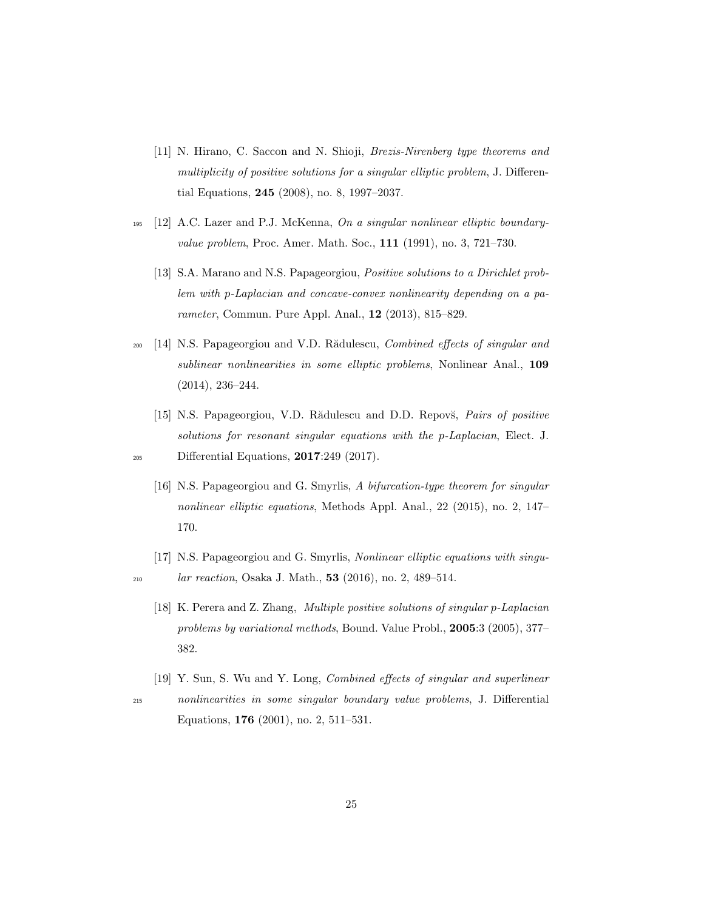[11] N. Hirano, C. Saccon and N. Shioji, *Brezis-Nirenberg type theorems and multiplicity of positive solutions for a singular elliptic problem*, J. Differential Equations, **245** (2008), no. 8, 1997–2037.

[12] A.C. Lazer and P.J. McKenna, *On a singular nonlinear elliptic boundary-value problem*, Proc. Amer. Math. Soc., **111** (1991), no. 3, 721–730.

[13] S.A. Marano and N.S. Papageorgiou, *Positive solutions to a Dirichlet problem with p-Laplacian and concave-convex nonlinearity depending on a parameter*, Commun. Pure Appl. Anal., **12** (2013), 815–829.

[14] N.S. Papageorgiou and V.D. Rădulescu, *Combined effects of singular and sublinear nonlinearities in some elliptic problems*, Nonlinear Anal., **109** (2014), 236–244.

[15] N.S. Papageorgiou, V.D. Rădulescu and D.D. Repovš, *Pairs of positive solutions for resonant singular equations with the p-Laplacian*, Elect. J. Differential Equations, **2017**:249 (2017).

[16] N.S. Papageorgiou and G. Smyrlis, *A bifurcation-type theorem for singular nonlinear elliptic equations*, Methods Appl. Anal., 22 (2015), no. 2, 147–170.

[17] N.S. Papageorgiou and G. Smyrlis, *Nonlinear elliptic equations with singular reaction*, Osaka J. Math., **53** (2016), no. 2, 489–514.

[18] K. Perera and Z. Zhang, *Multiple positive solutions of singular p-Laplacian problems by variational methods*, Bound. Value Probl., **2005**:3 (2005), 377–382.

[19] Y. Sun, S. Wu and Y. Long, *Combined effects of singular and superlinear nonlinearities in some singular boundary value problems*, J. Differential Equations, **176** (2001), no. 2, 511–531.